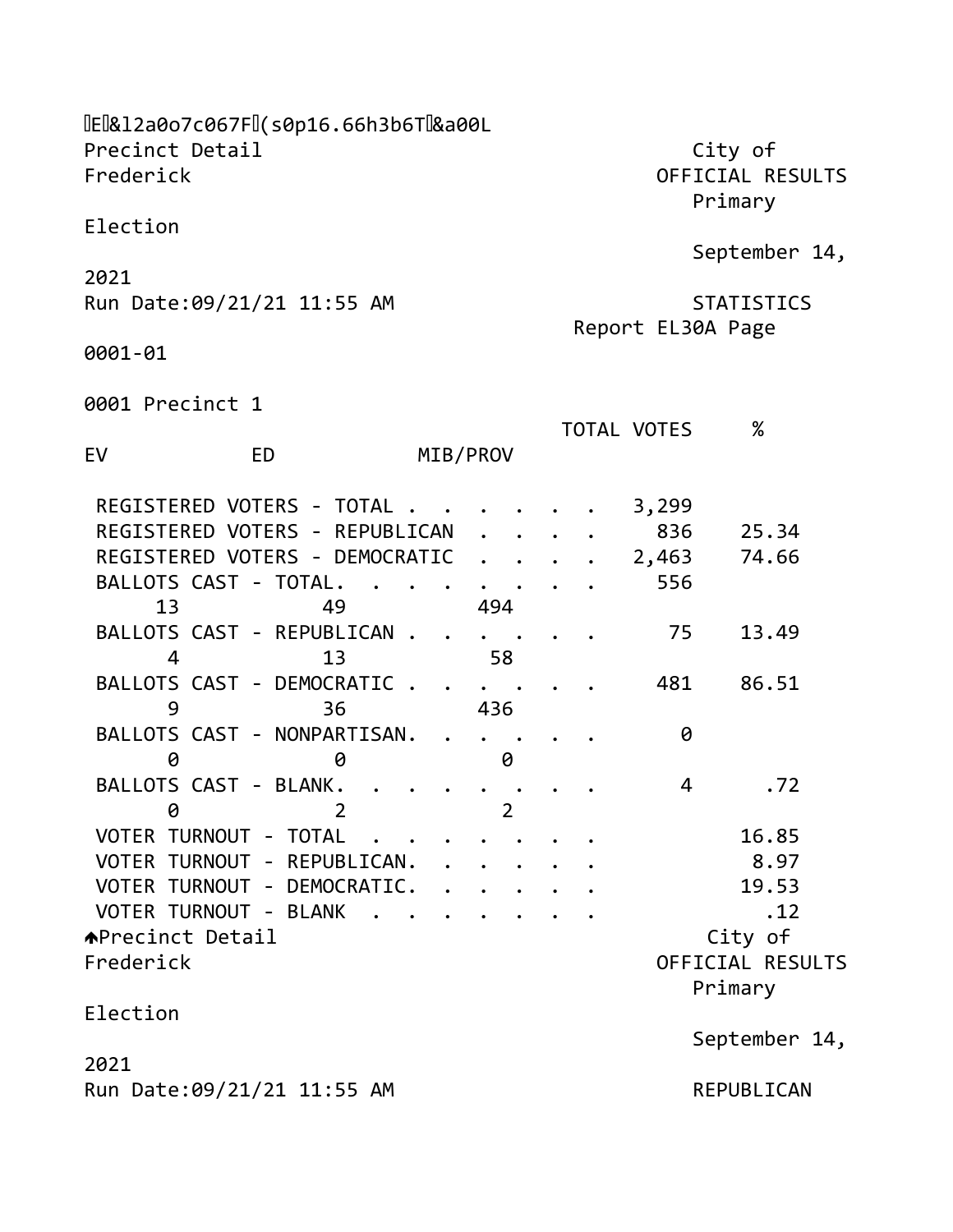Precinct Detail City of Frederick OFFICIAL RESULTS Primary Election September 14, 2021

Run Date:09/21/21 11:55 AM

STATISTICS

Report EL30A Page 0001-01

## 0001 Precinct 1

| | TOTAL VOTES | % | EV | ED | MIB/PROV |
|---|---|---|---|---|---|
| REGISTERED VOTERS - TOTAL | 3,299 | | | | |
| REGISTERED VOTERS - REPUBLICAN | 836 | 25.34 | | | |
| REGISTERED VOTERS - DEMOCRATIC | 2,463 | 74.66 | | | |
| BALLOTS CAST - TOTAL | 556 | | 13 | 49 | 494 |
| BALLOTS CAST - REPUBLICAN | 75 | 13.49 | 4 | 13 | 58 |
| BALLOTS CAST - DEMOCRATIC | 481 | 86.51 | 9 | 36 | 436 |
| BALLOTS CAST - NONPARTISAN | 0 | | 0 | 0 | 0 |
| BALLOTS CAST - BLANK | 4 | .72 | 0 | 2 | 2 |
| VOTER TURNOUT - TOTAL | | 16.85 | | | |
| VOTER TURNOUT - REPUBLICAN | | 8.97 | | | |
| VOTER TURNOUT - DEMOCRATIC | | 19.53 | | | |
| VOTER TURNOUT - BLANK | | .12 | | | |

Precinct Detail City of Frederick OFFICIAL RESULTS Primary Election September 14, 2021

Run Date:09/21/21 11:55 AM

REPUBLICAN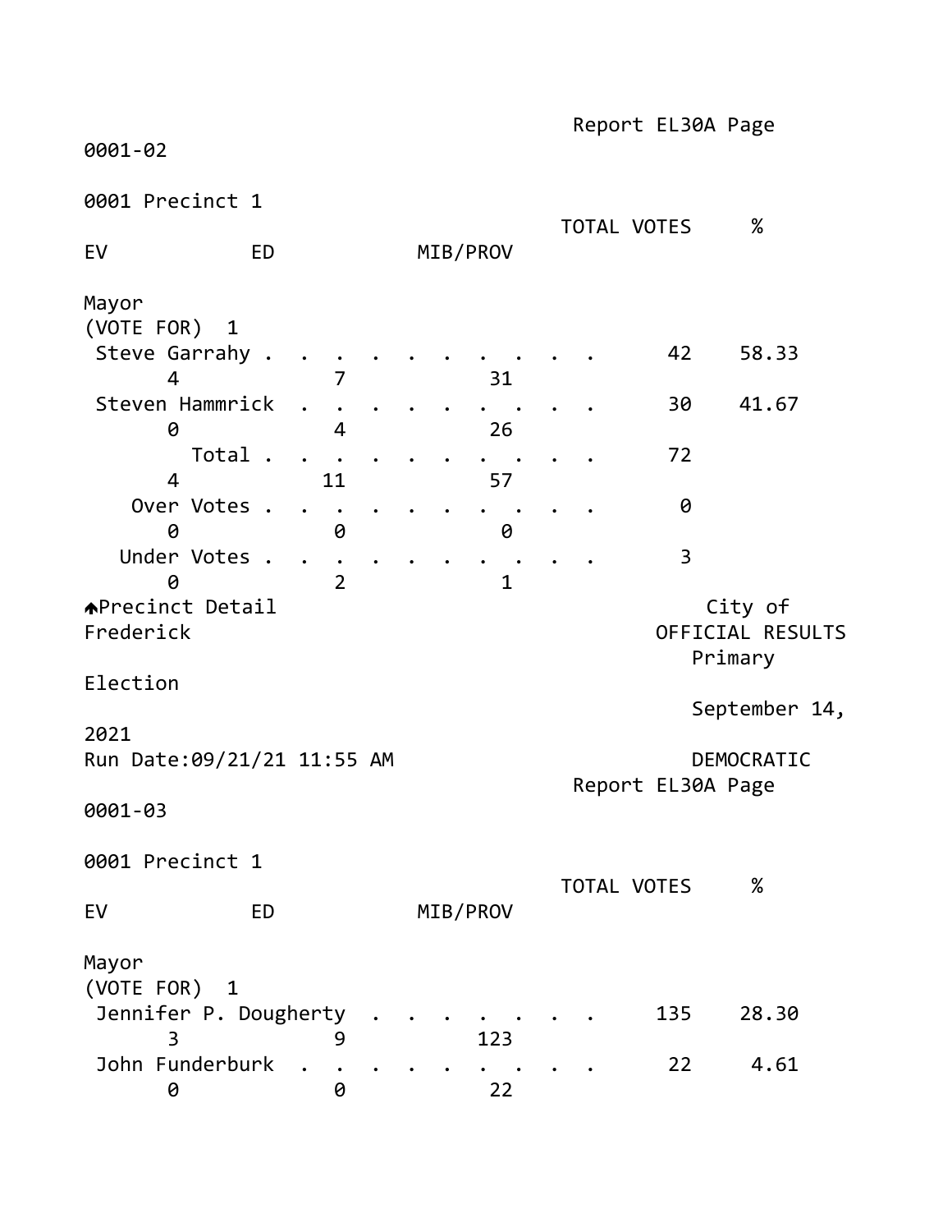Report EL30A Page 0001-02

0001 Precinct 1

| | TOTAL VOTES | % | EV | ED | MIB/PROV |
|---|---|---|---|---|---|
| **Mayor (VOTE FOR) 1** | | | | | |
| Steve Garrahy | 42 | 58.33 | 4 | 7 | 31 |
| Steven Hammrick | 30 | 41.67 | 0 | 4 | 26 |
| Total | 72 | | 4 | 11 | 57 |
| Over Votes | 0 | | 0 | 0 | 0 |
| Under Votes | 3 | | 0 | 2 | 1 |

🡅Precinct Detail

City of Frederick
OFFICIAL RESULTS
Primary Election
September 14, 2021
Run Date:09/21/21 11:55 AM
DEMOCRATIC

Report EL30A Page 0001-03

0001 Precinct 1

| | TOTAL VOTES | % | EV | ED | MIB/PROV |
|---|---|---|---|---|---|
| **Mayor (VOTE FOR) 1** | | | | | |
| Jennifer P. Dougherty | 135 | 28.30 | 3 | 9 | 123 |
| John Funderburk | 22 | 4.61 | 0 | 0 | 22 |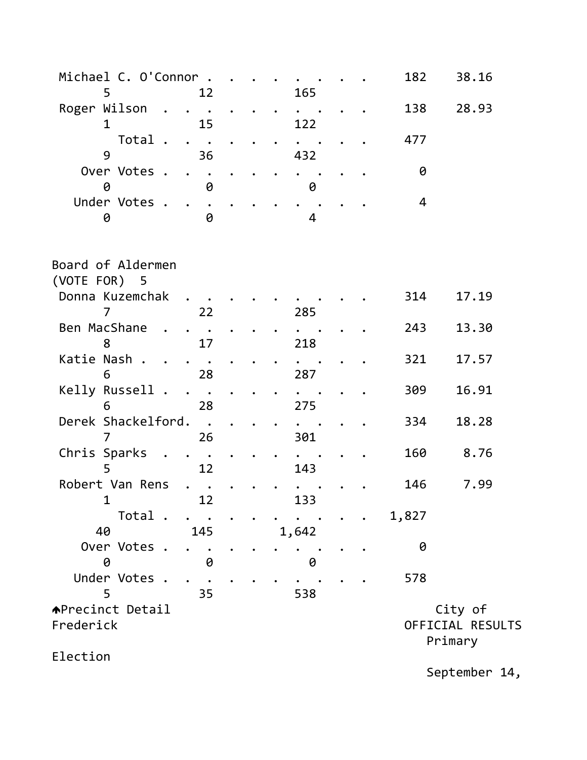| Candidate | Total | Percent | | | |
|---|---|---|---|---|---|
| Michael C. O'Connor | 182 | 38.16 | 5 | 12 | 165 |
| Roger Wilson | 138 | 28.93 | 1 | 15 | 122 |
| Total | 477 | | 9 | 36 | 432 |
| Over Votes | 0 | | 0 | 0 | 0 |
| Under Votes | 4 | | 0 | 0 | 4 |

## Board of Aldermen

(VOTE FOR) 5

| Candidate | Total | Percent | | | |
|---|---|---|---|---|---|
| Donna Kuzemchak | 314 | 17.19 | 7 | 22 | 285 |
| Ben MacShane | 243 | 13.30 | 8 | 17 | 218 |
| Katie Nash | 321 | 17.57 | 6 | 28 | 287 |
| Kelly Russell | 309 | 16.91 | 6 | 28 | 275 |
| Derek Shackelford | 334 | 18.28 | 7 | 26 | 301 |
| Chris Sparks | 160 | 8.76 | 5 | 12 | 143 |
| Robert Van Rens | 146 | 7.99 | 1 | 12 | 133 |
| Total | 1,827 | | 40 | 145 | 1,642 |
| Over Votes | 0 | | 0 | 0 | 0 |
| Under Votes | 578 | | 5 | 35 | 538 |

Precinct Detail

City of Frederick

OFFICIAL RESULTS

Primary Election

September 14,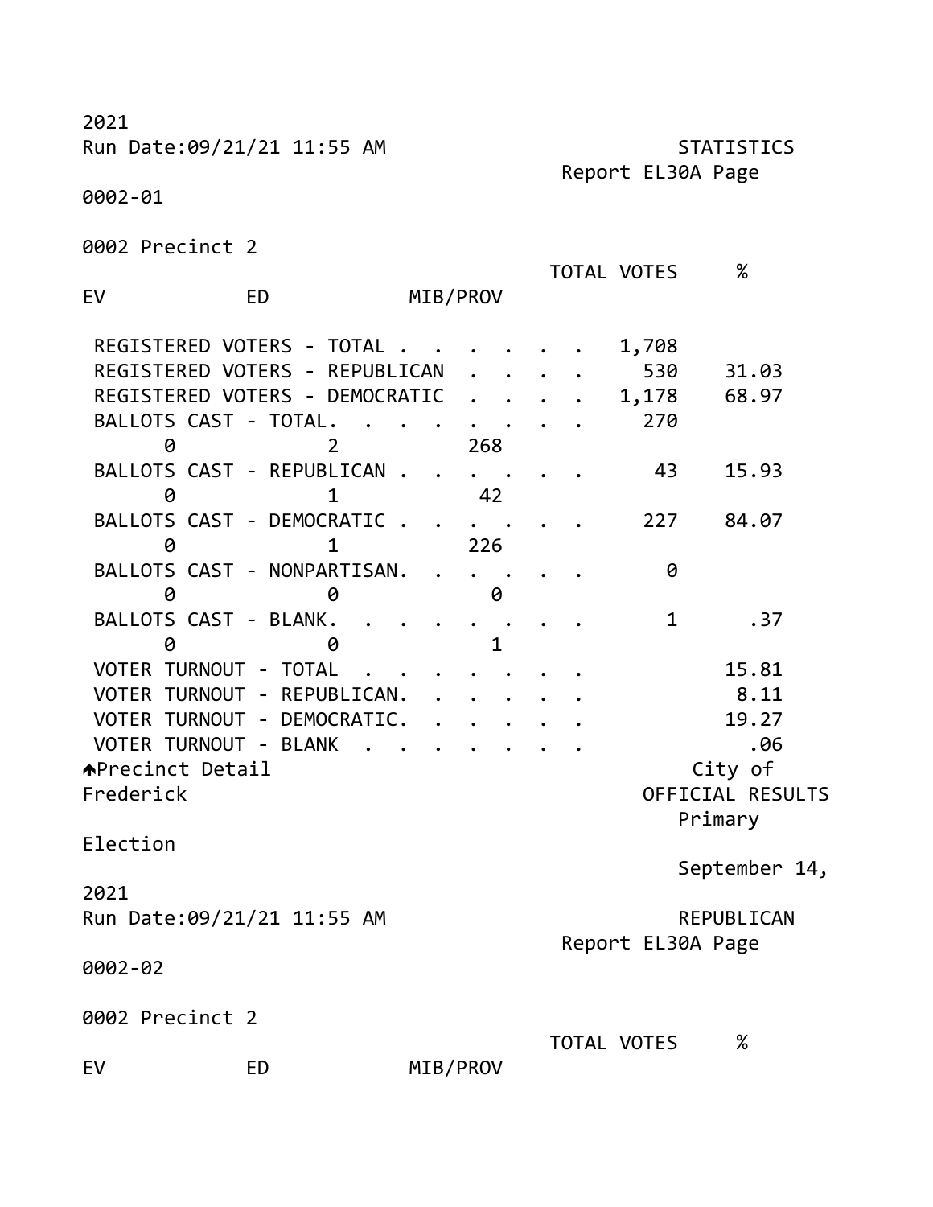2021

Run Date:09/21/21 11:55 AM STATISTICS

Report EL30A Page 0002-01

0002 Precinct 2

| | TOTAL VOTES | % |
|---|---|---|
| EV ED MIB/PROV | | |
| REGISTERED VOTERS - TOTAL | 1,708 | |
| REGISTERED VOTERS - REPUBLICAN | 530 | 31.03 |
| REGISTERED VOTERS - DEMOCRATIC | 1,178 | 68.97 |
| BALLOTS CAST - TOTAL | 270 | |
| 0 2 268 | | |
| BALLOTS CAST - REPUBLICAN | 43 | 15.93 |
| 0 1 42 | | |
| BALLOTS CAST - DEMOCRATIC | 227 | 84.07 |
| 0 1 226 | | |
| BALLOTS CAST - NONPARTISAN | 0 | |
| 0 0 0 | | |
| BALLOTS CAST - BLANK | 1 | .37 |
| 0 0 1 | | |
| VOTER TURNOUT - TOTAL | | 15.81 |
| VOTER TURNOUT - REPUBLICAN | | 8.11 |
| VOTER TURNOUT - DEMOCRATIC | | 19.27 |
| VOTER TURNOUT - BLANK | | .06 |

Precinct Detail City of Frederick

OFFICIAL RESULTS

Primary Election

September 14, 2021

Run Date:09/21/21 11:55 AM REPUBLICAN

Report EL30A Page 0002-02

0002 Precinct 2

| | TOTAL VOTES | % |
|---|---|---|
| EV ED MIB/PROV | | |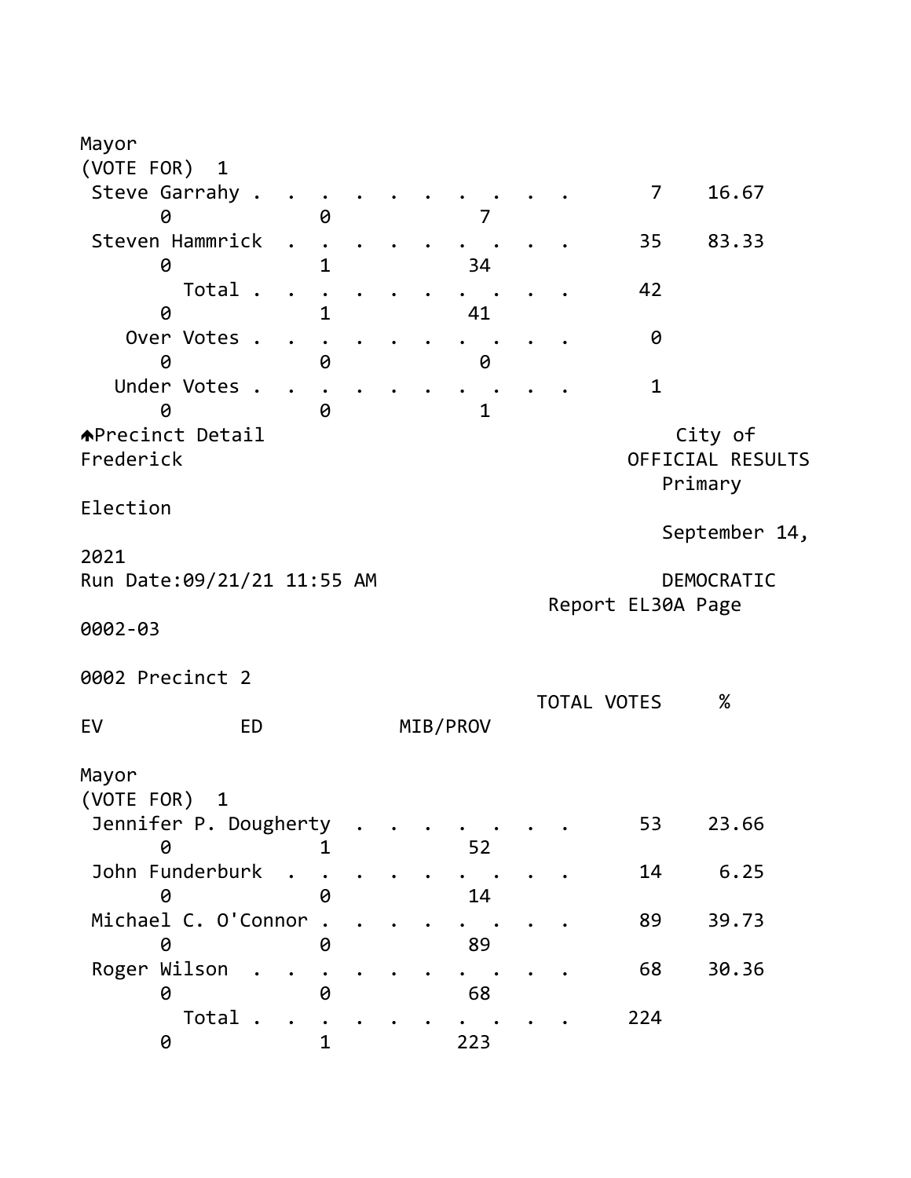Mayor
(VOTE FOR) 1

| Candidate | TOTAL VOTES | % | EV | ED | MIB/PROV |
|---|---|---|---|---|---|
| Steve Garrahy | 7 | 16.67 | 0 | 0 | 7 |
| Steven Hammrick | 35 | 83.33 | 0 | 1 | 34 |
| Total | 42 | | 0 | 1 | 41 |
| Over Votes | 0 | | 0 | 0 | 0 |
| Under Votes | 1 | | 0 | 0 | 1 |

Precinct Detail

City of Frederick
OFFICIAL RESULTS
Primary Election
September 14, 2021
Run Date:09/21/21 11:55 AM
DEMOCRATIC
Report EL30A Page 0002-03

## 0002 Precinct 2

Mayor
(VOTE FOR) 1

| Candidate | TOTAL VOTES | % | EV | ED | MIB/PROV |
|---|---|---|---|---|---|
| Jennifer P. Dougherty | 53 | 23.66 | 0 | 1 | 52 |
| John Funderburk | 14 | 6.25 | 0 | 0 | 14 |
| Michael C. O'Connor | 89 | 39.73 | 0 | 0 | 89 |
| Roger Wilson | 68 | 30.36 | 0 | 0 | 68 |
| Total | 224 | | 0 | 1 | 223 |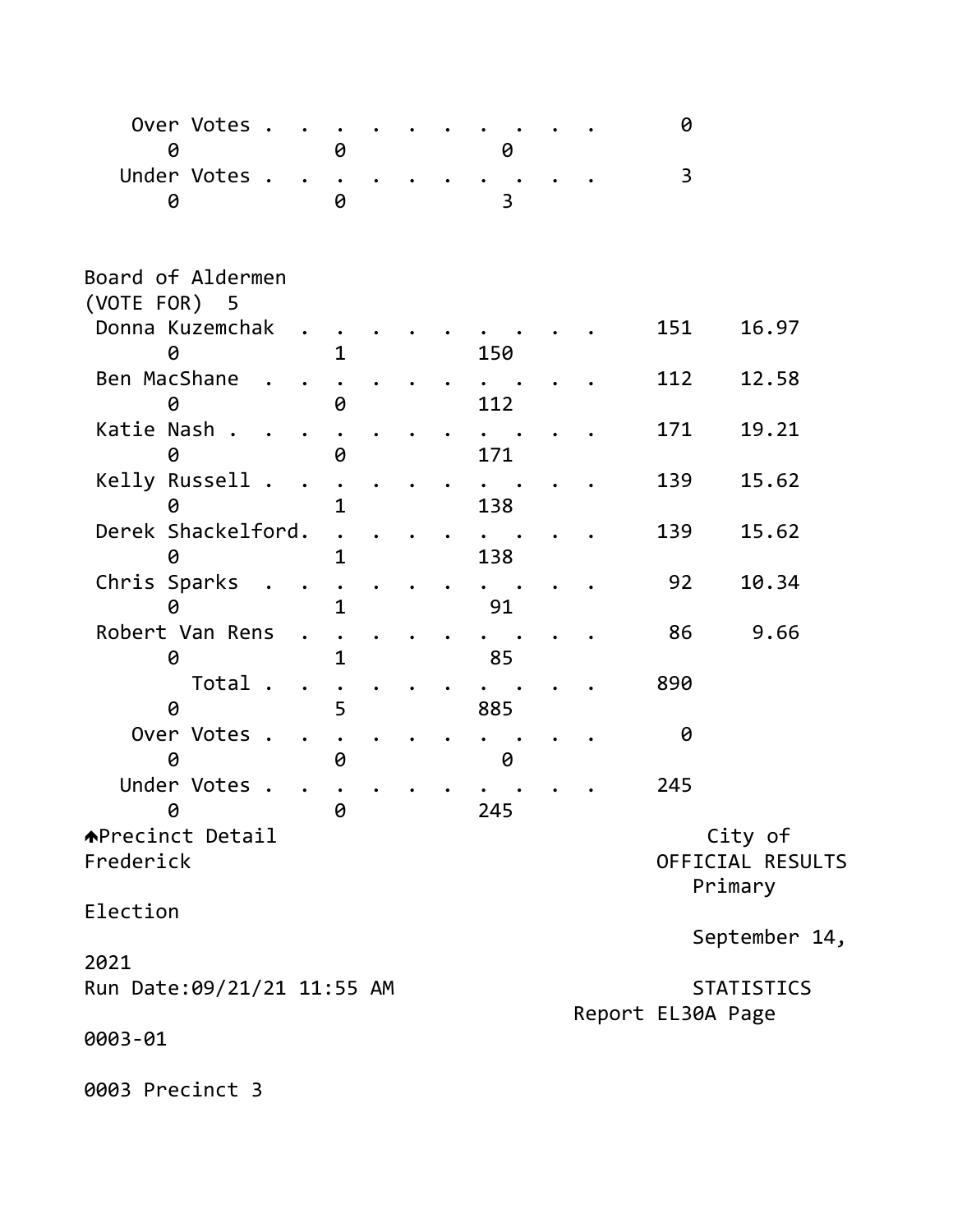| | | | | |
|---|---|---|---|---|
| Over Votes | | | 0 | |
| 0 | 0 | 0 | | |
| Under Votes | | | 3 | |
| 0 | 0 | 3 | | |

Board of Aldermen
(VOTE FOR) 5

| | | | | |
|---|---|---|---|---|
| Donna Kuzemchak | | | 151 | 16.97 |
| 0 | 1 | 150 | | |
| Ben MacShane | | | 112 | 12.58 |
| 0 | 0 | 112 | | |
| Katie Nash | | | 171 | 19.21 |
| 0 | 0 | 171 | | |
| Kelly Russell | | | 139 | 15.62 |
| 0 | 1 | 138 | | |
| Derek Shackelford | | | 139 | 15.62 |
| 0 | 1 | 138 | | |
| Chris Sparks | | | 92 | 10.34 |
| 0 | 1 | 91 | | |
| Robert Van Rens | | | 86 | 9.66 |
| 0 | 1 | 85 | | |
| Total | | | 890 | |
| 0 | 5 | 885 | | |
| Over Votes | | | 0 | |
| 0 | 0 | 0 | | |
| Under Votes | | | 245 | |
| 0 | 0 | 245 | | |

Precinct Detail
City of Frederick
OFFICIAL RESULTS
Primary Election
September 14, 2021
Run Date:09/21/21 11:55 AM
STATISTICS
Report EL30A Page 0003-01

0003 Precinct 3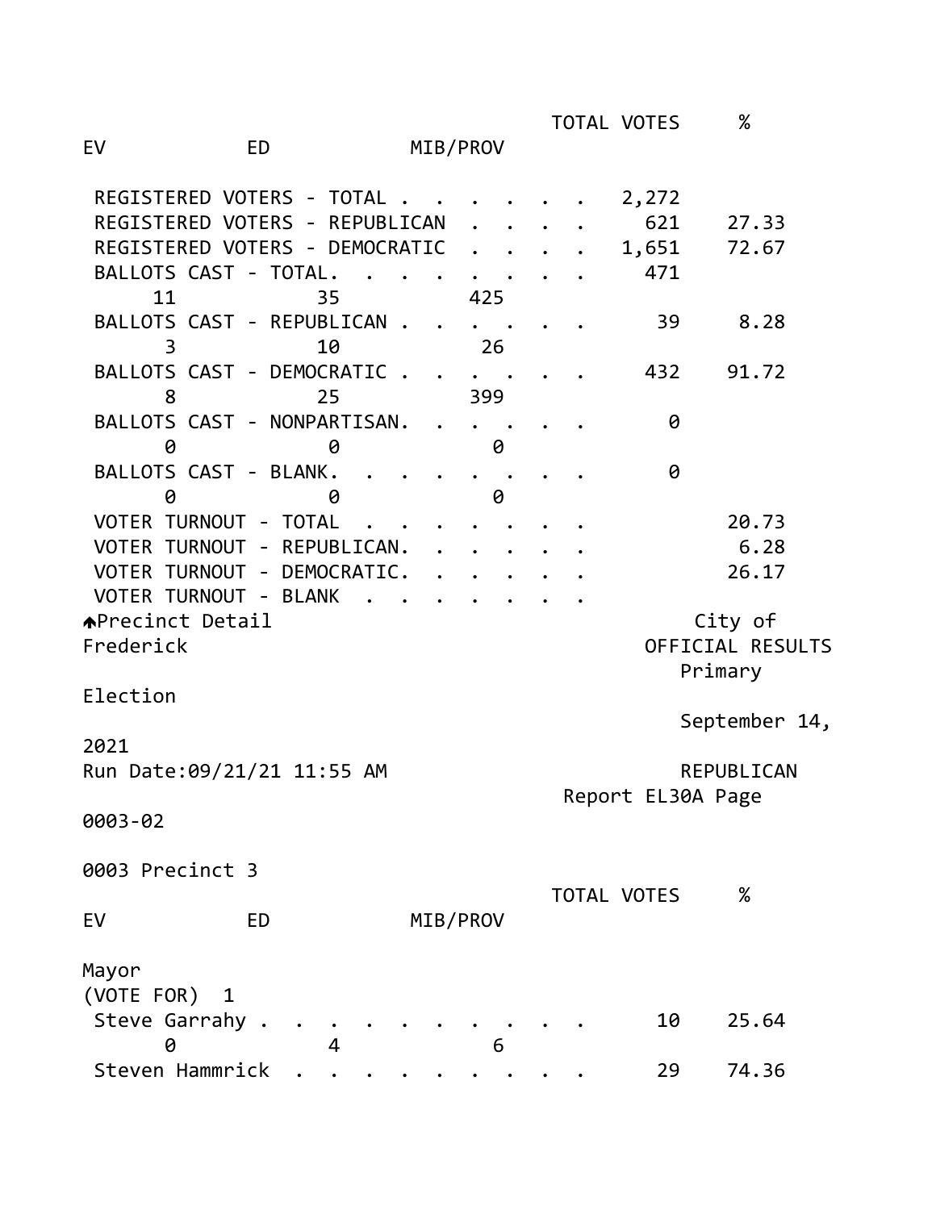| | TOTAL VOTES | % |
|---|---|---|
| EV / ED / MIB/PROV | | |
| REGISTERED VOTERS - TOTAL | 2,272 | |
| REGISTERED VOTERS - REPUBLICAN | 621 | 27.33 |
| REGISTERED VOTERS - DEMOCRATIC | 1,651 | 72.67 |
| BALLOTS CAST - TOTAL | 471 | |
| 11 / 35 / 425 | | |
| BALLOTS CAST - REPUBLICAN | 39 | 8.28 |
| 3 / 10 / 26 | | |
| BALLOTS CAST - DEMOCRATIC | 432 | 91.72 |
| 8 / 25 / 399 | | |
| BALLOTS CAST - NONPARTISAN | 0 | |
| 0 / 0 / 0 | | |
| BALLOTS CAST - BLANK | 0 | |
| 0 / 0 / 0 | | |
| VOTER TURNOUT - TOTAL | | 20.73 |
| VOTER TURNOUT - REPUBLICAN | | 6.28 |
| VOTER TURNOUT - DEMOCRATIC | | 26.17 |
| VOTER TURNOUT - BLANK | | |

Precinct Detail
City of Frederick
OFFICIAL RESULTS
Primary Election
September 14, 2021
Run Date:09/21/21 11:55 AM
REPUBLICAN
Report EL30A Page 0003-02

0003 Precinct 3

| | TOTAL VOTES | % |
|---|---|---|
| EV / ED / MIB/PROV | | |
| **Mayor** (VOTE FOR) 1 | | |
| Steve Garrahy | 10 | 25.64 |
| 0 / 4 / 6 | | |
| Steven Hammrick | 29 | 74.36 |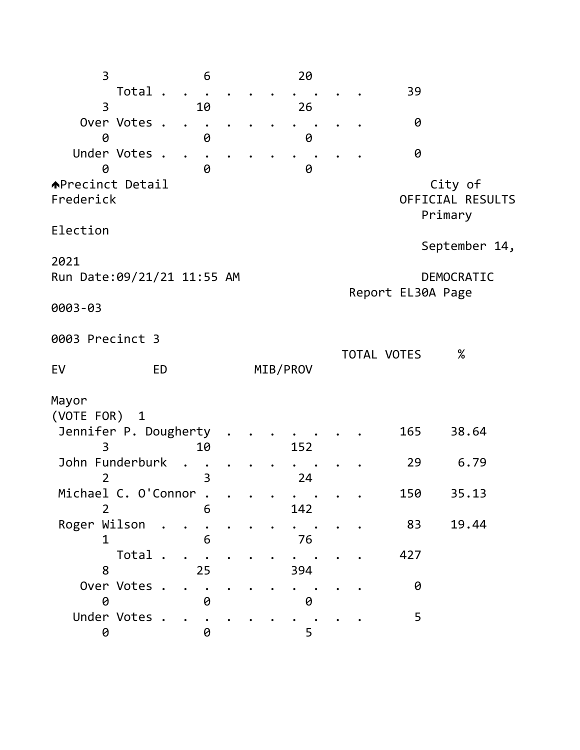| | | | TOTAL VOTES | % |
|---|---|---|---|---|
| | | | | |
| 3 | 6 | 20 | | |
| Total | | | 39 | |
| 3 | 10 | 26 | | |
| Over Votes | | | 0 | |
| 0 | 0 | 0 | | |
| Under Votes | | | 0 | |
| 0 | 0 | 0 | | |

Precinct Detail City of Frederick
OFFICIAL RESULTS
Primary Election
September 14, 2021
Run Date:09/21/21 11:55 AM
DEMOCRATIC
Report EL30A Page 0003-03

0003 Precinct 3

Mayor
(VOTE FOR) 1

| | EV | ED | MIB/PROV | TOTAL VOTES | % |
|---|---|---|---|---|---|
| Jennifer P. Dougherty | 3 | 10 | 152 | 165 | 38.64 |
| John Funderburk | 2 | 3 | 24 | 29 | 6.79 |
| Michael C. O'Connor | 2 | 6 | 142 | 150 | 35.13 |
| Roger Wilson | 1 | 6 | 76 | 83 | 19.44 |
| Total | 8 | 25 | 394 | 427 | |
| Over Votes | 0 | 0 | 0 | 0 | |
| Under Votes | 0 | 0 | 5 | 5 | |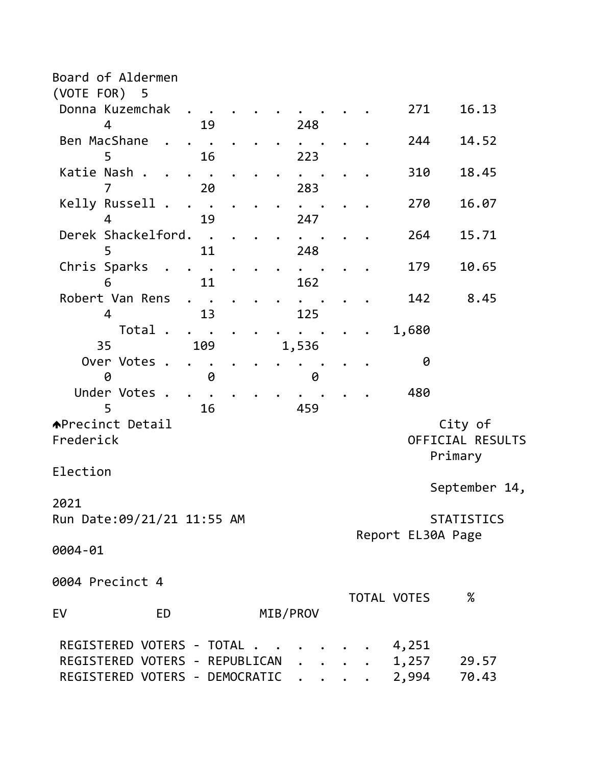Board of Aldermen
(VOTE FOR) 5

| Candidate | TOTAL VOTES | % | EV | ED | MIB/PROV |
|---|---|---|---|---|---|
| Donna Kuzemchak | 271 | 16.13 | 4 | 19 | 248 |
| Ben MacShane | 244 | 14.52 | 5 | 16 | 223 |
| Katie Nash | 310 | 18.45 | 7 | 20 | 283 |
| Kelly Russell | 270 | 16.07 | 4 | 19 | 247 |
| Derek Shackelford | 264 | 15.71 | 5 | 11 | 248 |
| Chris Sparks | 179 | 10.65 | 6 | 11 | 162 |
| Robert Van Rens | 142 | 8.45 | 4 | 13 | 125 |
| Total | 1,680 | | 35 | 109 | 1,536 |
| Over Votes | 0 | | 0 | 0 | 0 |
| Under Votes | 480 | | 5 | 16 | 459 |

Precinct Detail

City of Frederick
OFFICIAL RESULTS
Primary Election
September 14, 2021

Run Date:09/21/21 11:55 AM

STATISTICS
Report EL30A Page 0004-01

0004 Precinct 4

| | TOTAL VOTES | % |
|---|---|---|
| REGISTERED VOTERS - TOTAL | 4,251 | |
| REGISTERED VOTERS - REPUBLICAN | 1,257 | 29.57 |
| REGISTERED VOTERS - DEMOCRATIC | 2,994 | 70.43 |

EV ED MIB/PROV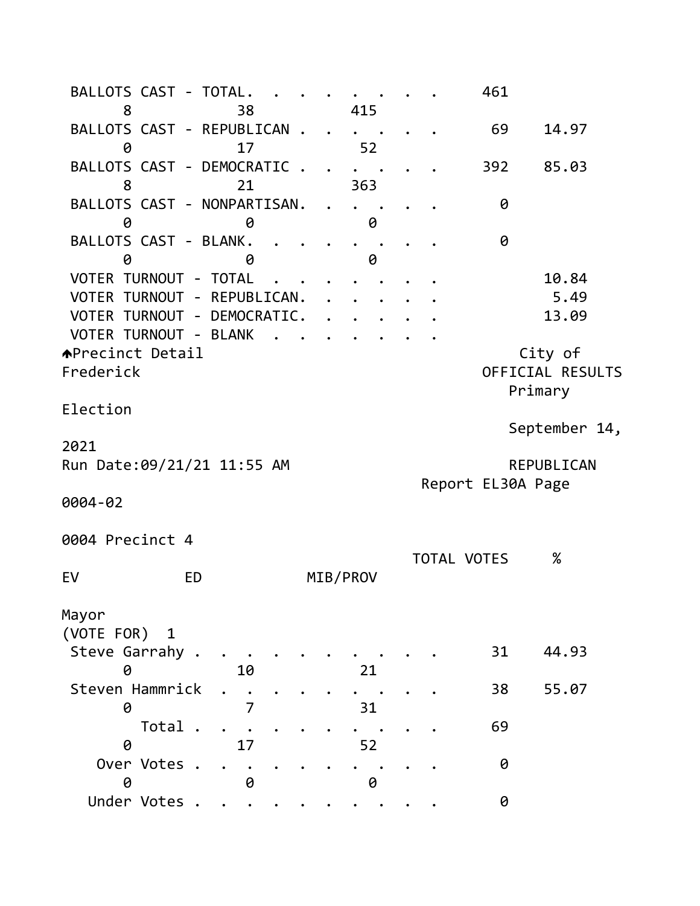| | EV | ED | MIB/PROV | TOTAL VOTES | % |
|---|---|---|---|---|---|
| BALLOTS CAST - TOTAL | 8 | 38 | 415 | 461 | |
| BALLOTS CAST - REPUBLICAN | 0 | 17 | 52 | 69 | 14.97 |
| BALLOTS CAST - DEMOCRATIC | 8 | 21 | 363 | 392 | 85.03 |
| BALLOTS CAST - NONPARTISAN | 0 | 0 | 0 | 0 | |
| BALLOTS CAST - BLANK | 0 | 0 | 0 | 0 | |
| VOTER TURNOUT - TOTAL | | | | | 10.84 |
| VOTER TURNOUT - REPUBLICAN | | | | | 5.49 |
| VOTER TURNOUT - DEMOCRATIC | | | | | 13.09 |
| VOTER TURNOUT - BLANK | | | | | |

Precinct Detail
City of Frederick
OFFICIAL RESULTS
Primary Election
September 14, 2021
Run Date:09/21/21 11:55 AM
REPUBLICAN
Report EL30A Page 0004-02

0004 Precinct 4

Mayor
(VOTE FOR) 1

| | EV | ED | MIB/PROV | TOTAL VOTES | % |
|---|---|---|---|---|---|
| Steve Garrahy | 0 | 10 | 21 | 31 | 44.93 |
| Steven Hammrick | 0 | 7 | 31 | 38 | 55.07 |
| Total | 0 | 17 | 52 | 69 | |
| Over Votes | 0 | 0 | 0 | 0 | |
| Under Votes | | | | 0 | |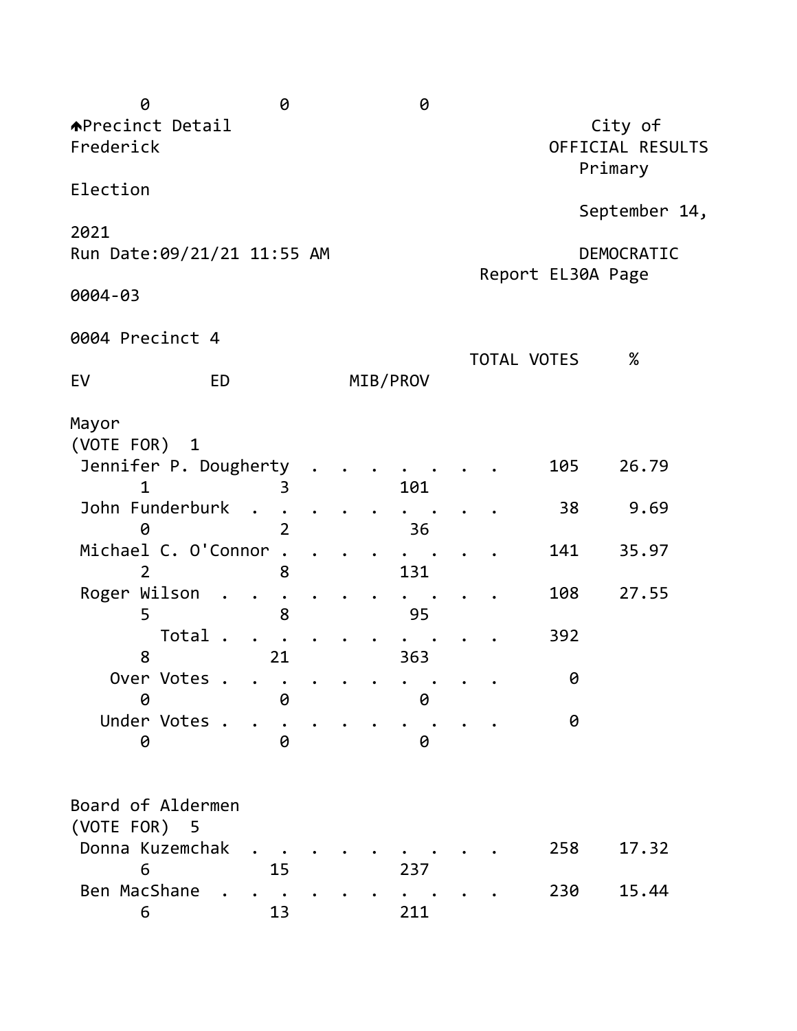0 0 0

Precinct Detail — City of Frederick

OFFICIAL RESULTS

Primary Election

September 14, 2021

Run Date:09/21/21 11:55 AM

DEMOCRATIC

Report EL30A Page 0004-03

0004 Precinct 4

## Mayor

(VOTE FOR) 1

| Candidate | TOTAL VOTES | % | EV | ED | MIB/PROV |
|---|---|---|---|---|---|
| Jennifer P. Dougherty | 105 | 26.79 | 1 | 3 | 101 |
| John Funderburk | 38 | 9.69 | 0 | 2 | 36 |
| Michael C. O'Connor | 141 | 35.97 | 2 | 8 | 131 |
| Roger Wilson | 108 | 27.55 | 5 | 8 | 95 |
| Total | 392 | | 8 | 21 | 363 |
| Over Votes | 0 | | 0 | 0 | 0 |
| Under Votes | 0 | | 0 | 0 | 0 |

## Board of Aldermen

(VOTE FOR) 5

| Candidate | TOTAL VOTES | % | EV | ED | MIB/PROV |
|---|---|---|---|---|---|
| Donna Kuzemchak | 258 | 17.32 | 6 | 15 | 237 |
| Ben MacShane | 230 | 15.44 | 6 | 13 | 211 |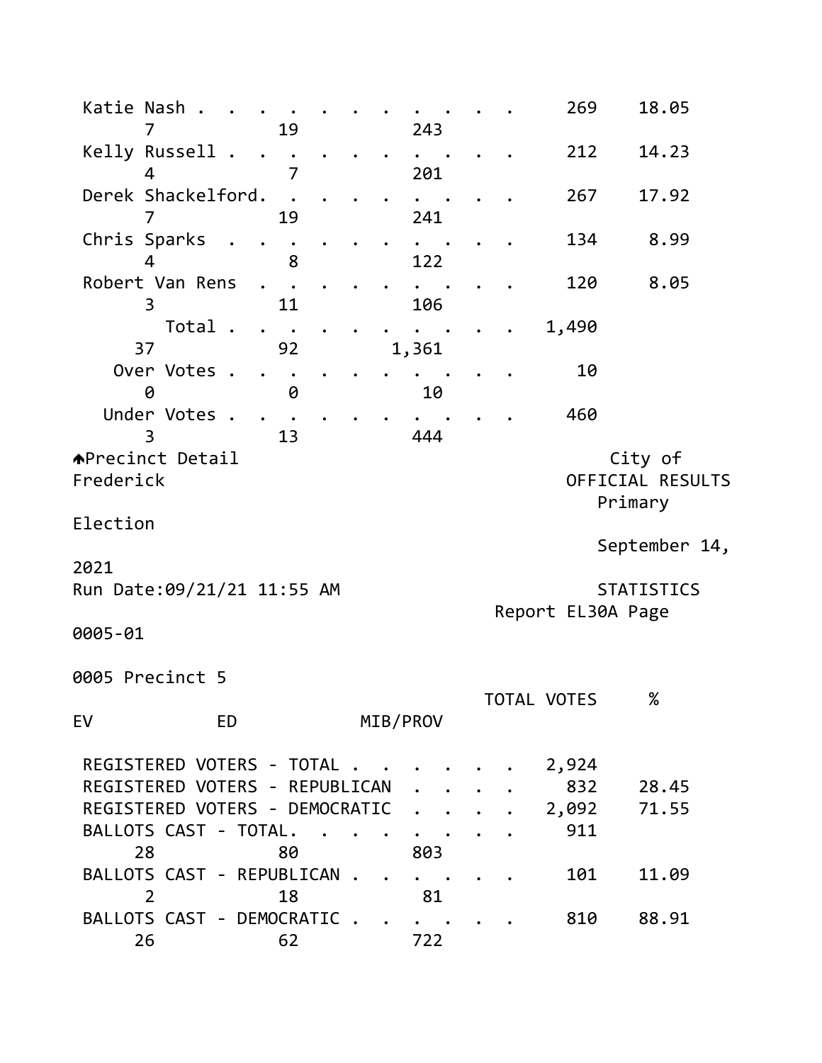| Candidate | TOTAL VOTES | % | EV | ED | MIB/PROV |
|---|---|---|---|---|---|
| Katie Nash | 269 | 18.05 | 7 | 19 | 243 |
| Kelly Russell | 212 | 14.23 | 4 | 7 | 201 |
| Derek Shackelford | 267 | 17.92 | 7 | 19 | 241 |
| Chris Sparks | 134 | 8.99 | 4 | 8 | 122 |
| Robert Van Rens | 120 | 8.05 | 3 | 11 | 106 |
| Total | 1,490 | | 37 | 92 | 1,361 |
| Over Votes | 10 | | 0 | 0 | 10 |
| Under Votes | 460 | | 3 | 13 | 444 |

Precinct Detail — City of Frederick — OFFICIAL RESULTS — Primary Election — September 14, 2021

Run Date:09/21/21 11:55 AM — STATISTICS — Report EL30A Page 0005-01

## 0005 Precinct 5

| | TOTAL VOTES | % | EV | ED | MIB/PROV |
|---|---|---|---|---|---|
| REGISTERED VOTERS - TOTAL | 2,924 | | | | |
| REGISTERED VOTERS - REPUBLICAN | 832 | 28.45 | | | |
| REGISTERED VOTERS - DEMOCRATIC | 2,092 | 71.55 | | | |
| BALLOTS CAST - TOTAL | 911 | | 28 | 80 | 803 |
| BALLOTS CAST - REPUBLICAN | 101 | 11.09 | 2 | 18 | 81 |
| BALLOTS CAST - DEMOCRATIC | 810 | 88.91 | 26 | 62 | 722 |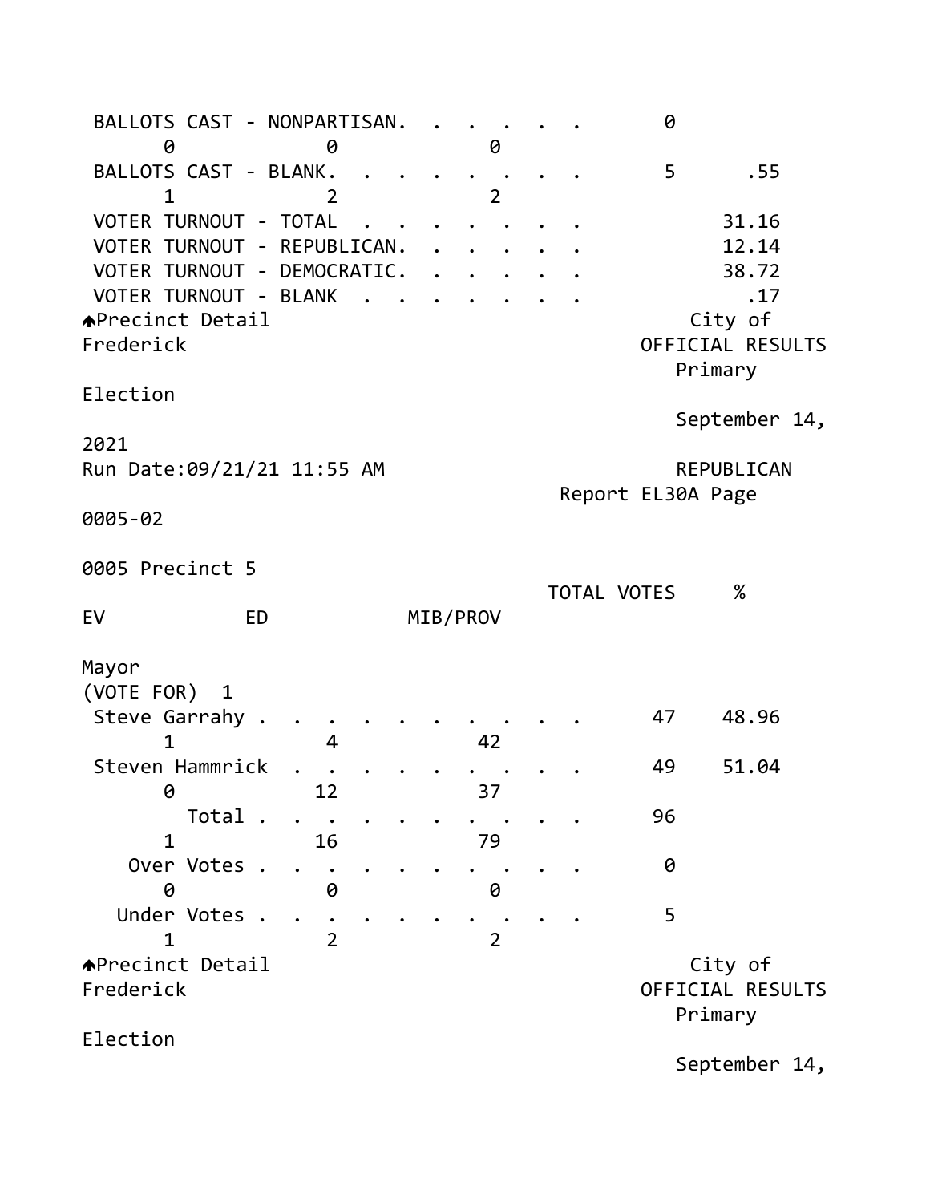| | TOTAL VOTES | % | EV | ED | MIB/PROV |
|---|---|---|---|---|---|
| BALLOTS CAST - NONPARTISAN | 0 | | 0 | 0 | 0 |
| BALLOTS CAST - BLANK | 5 | .55 | 1 | 2 | 2 |
| VOTER TURNOUT - TOTAL | | 31.16 | | | |
| VOTER TURNOUT - REPUBLICAN | | 12.14 | | | |
| VOTER TURNOUT - DEMOCRATIC | | 38.72 | | | |
| VOTER TURNOUT - BLANK | | .17 | | | |

Precinct Detail City of Frederick OFFICIAL RESULTS Primary Election September 14, 2021

Run Date:09/21/21 11:55 AM REPUBLICAN

Report EL30A Page 0005-02

## 0005 Precinct 5

### Mayor
(VOTE FOR) 1

| | TOTAL VOTES | % | EV | ED | MIB/PROV |
|---|---|---|---|---|---|
| Steve Garrahy | 47 | 48.96 | 1 | 4 | 42 |
| Steven Hammrick | 49 | 51.04 | 0 | 12 | 37 |
| Total | 96 | | 1 | 16 | 79 |
| Over Votes | 0 | | 0 | 0 | 0 |
| Under Votes | 5 | | 1 | 2 | 2 |

Precinct Detail City of Frederick OFFICIAL RESULTS Primary Election September 14,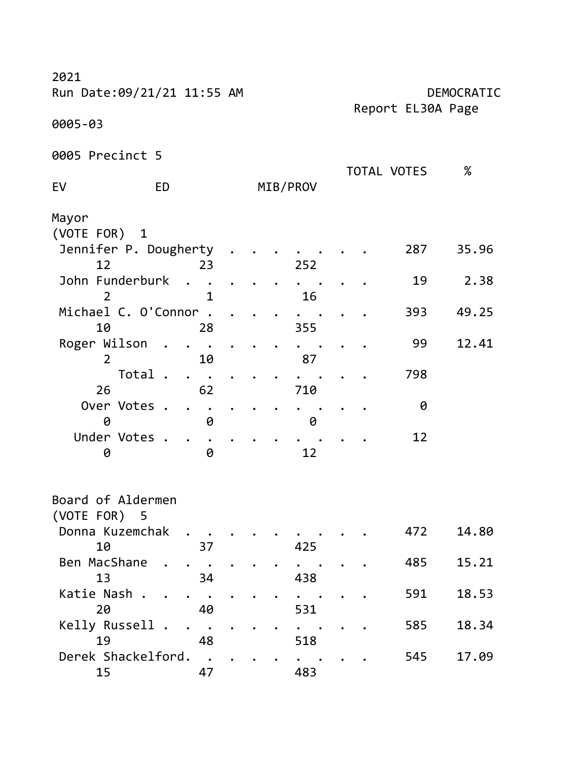2021

Run Date:09/21/21 11:55 AM

DEMOCRATIC

Report EL30A Page

0005-03

0005 Precinct 5

## Mayor

(VOTE FOR) 1

| Candidate | EV | ED | MIB/PROV | TOTAL VOTES | % |
|---|---|---|---|---|---|
| Jennifer P. Dougherty | 12 | 23 | 252 | 287 | 35.96 |
| John Funderburk | 2 | 1 | 16 | 19 | 2.38 |
| Michael C. O'Connor | 10 | 28 | 355 | 393 | 49.25 |
| Roger Wilson | 2 | 10 | 87 | 99 | 12.41 |
| Total | 26 | 62 | 710 | 798 | |
| Over Votes | 0 | 0 | 0 | 0 | |
| Under Votes | 0 | 0 | 12 | 12 | |

## Board of Aldermen

(VOTE FOR) 5

| Candidate | EV | ED | MIB/PROV | TOTAL VOTES | % |
|---|---|---|---|---|---|
| Donna Kuzemchak | 10 | 37 | 425 | 472 | 14.80 |
| Ben MacShane | 13 | 34 | 438 | 485 | 15.21 |
| Katie Nash | 20 | 40 | 531 | 591 | 18.53 |
| Kelly Russell | 19 | 48 | 518 | 585 | 18.34 |
| Derek Shackelford | 15 | 47 | 483 | 545 | 17.09 |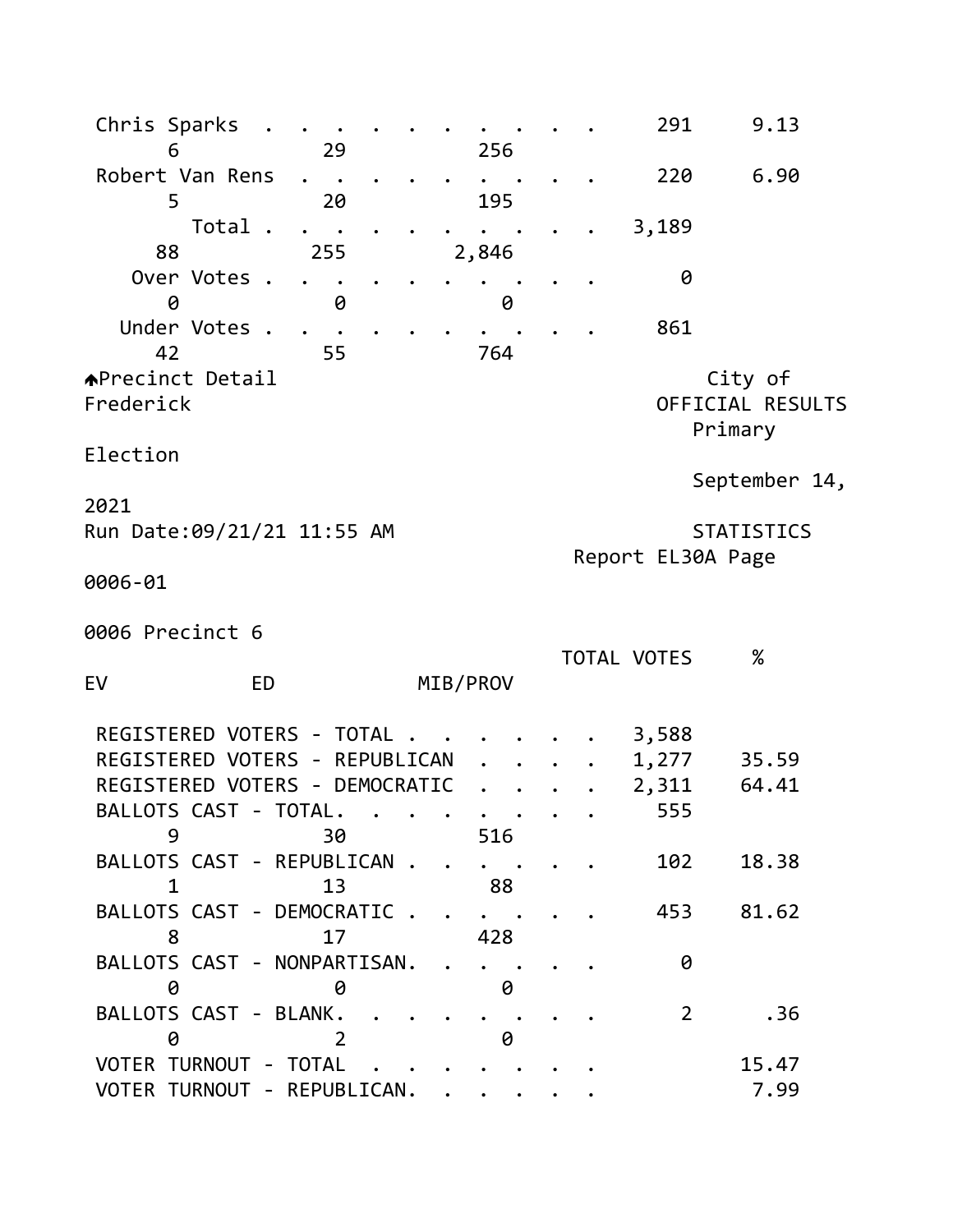| | TOTAL VOTES | % | EV | ED | MIB/PROV |
|---|---|---|---|---|---|
| Chris Sparks | 291 | 9.13 | 6 | 29 | 256 |
| Robert Van Rens | 220 | 6.90 | 5 | 20 | 195 |
| Total | 3,189 | | 88 | 255 | 2,846 |
| Over Votes | 0 | | 0 | 0 | 0 |
| Under Votes | 861 | | 42 | 55 | 764 |

🡅Precinct Detail

City of Frederick
OFFICIAL RESULTS
Primary Election
September 14, 2021

Run Date:09/21/21 11:55 AM

STATISTICS
Report EL30A Page 0006-01

0006 Precinct 6

| | TOTAL VOTES | % | EV | ED | MIB/PROV |
|---|---|---|---|---|---|
| REGISTERED VOTERS - TOTAL | 3,588 | | | | |
| REGISTERED VOTERS - REPUBLICAN | 1,277 | 35.59 | | | |
| REGISTERED VOTERS - DEMOCRATIC | 2,311 | 64.41 | | | |
| BALLOTS CAST - TOTAL | 555 | | 9 | 30 | 516 |
| BALLOTS CAST - REPUBLICAN | 102 | 18.38 | 1 | 13 | 88 |
| BALLOTS CAST - DEMOCRATIC | 453 | 81.62 | 8 | 17 | 428 |
| BALLOTS CAST - NONPARTISAN | 0 | | 0 | 0 | 0 |
| BALLOTS CAST - BLANK | 2 | .36 | 0 | 2 | 0 |
| VOTER TURNOUT - TOTAL | | 15.47 | | | |
| VOTER TURNOUT - REPUBLICAN | | 7.99 | | | |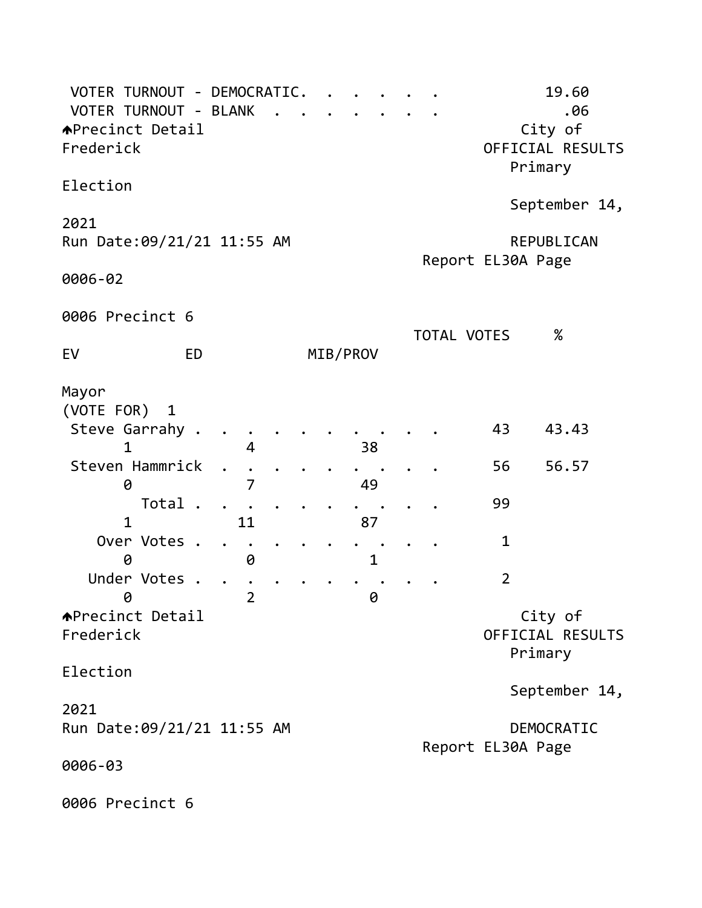VOTER TURNOUT - DEMOCRATIC. . . . . . . 19.60
VOTER TURNOUT - BLANK . . . . . . . . .06

Precinct Detail — City of Frederick
OFFICIAL RESULTS
Primary Election
September 14, 2021
Run Date:09/21/21 11:55 AM
REPUBLICAN
Report EL30A Page 0006-02

0006 Precinct 6

**Mayor**
(VOTE FOR) 1

| | TOTAL VOTES | % | EV | ED | MIB/PROV |
|---|---|---|---|---|---|
| Steve Garrahy | 43 | 43.43 | 1 | 4 | 38 |
| Steven Hammrick | 56 | 56.57 | 0 | 7 | 49 |
| Total | 99 | | 1 | 11 | 87 |
| Over Votes | 1 | | 0 | 0 | 1 |
| Under Votes | 2 | | 0 | 2 | 0 |

Precinct Detail — City of Frederick
OFFICIAL RESULTS
Primary Election
September 14, 2021
Run Date:09/21/21 11:55 AM
DEMOCRATIC
Report EL30A Page 0006-03

0006 Precinct 6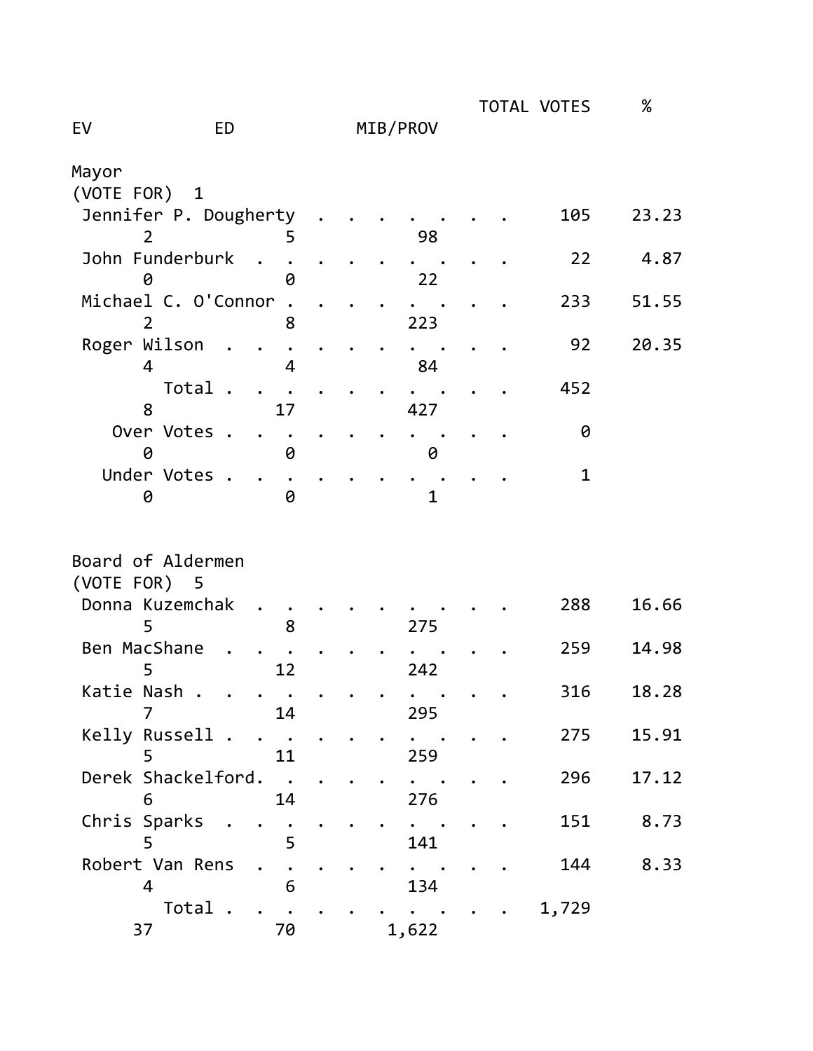## Mayor

(VOTE FOR) 1

| Candidate | TOTAL VOTES | % | EV | ED | MIB/PROV |
|---|---|---|---|---|---|
| Jennifer P. Dougherty | 105 | 23.23 | 2 | 5 | 98 |
| John Funderburk | 22 | 4.87 | 0 | 0 | 22 |
| Michael C. O'Connor | 233 | 51.55 | 2 | 8 | 223 |
| Roger Wilson | 92 | 20.35 | 4 | 4 | 84 |
| Total | 452 | | 8 | 17 | 427 |
| Over Votes | 0 | | 0 | 0 | 0 |
| Under Votes | 1 | | 0 | 0 | 1 |

## Board of Aldermen

(VOTE FOR) 5

| Candidate | TOTAL VOTES | % | EV | ED | MIB/PROV |
|---|---|---|---|---|---|
| Donna Kuzemchak | 288 | 16.66 | 5 | 8 | 275 |
| Ben MacShane | 259 | 14.98 | 5 | 12 | 242 |
| Katie Nash | 316 | 18.28 | 7 | 14 | 295 |
| Kelly Russell | 275 | 15.91 | 5 | 11 | 259 |
| Derek Shackelford | 296 | 17.12 | 6 | 14 | 276 |
| Chris Sparks | 151 | 8.73 | 5 | 5 | 141 |
| Robert Van Rens | 144 | 8.33 | 4 | 6 | 134 |
| Total | 1,729 | | 37 | 70 | 1,622 |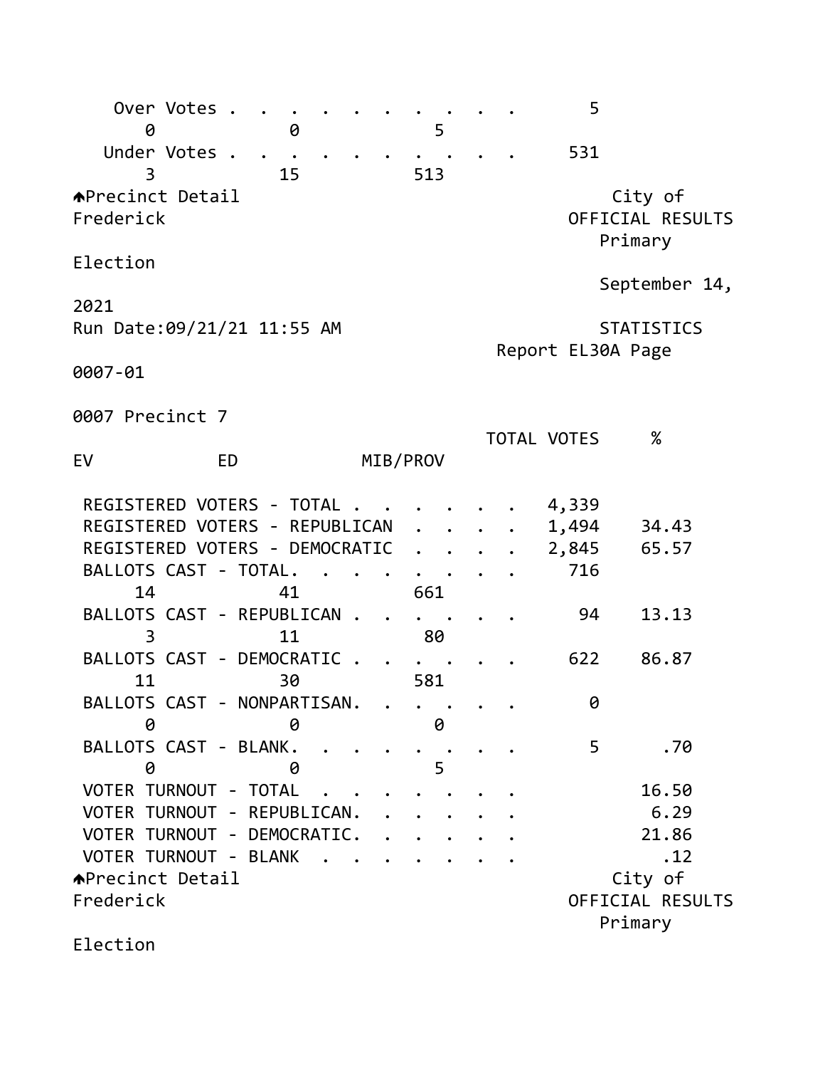| | TOTAL VOTES | % | EV | ED | MIB/PROV |
|---|---|---|---|---|---|
| Over Votes | 5 | | 0 | 0 | 5 |
| Under Votes | 531 | | 3 | 15 | 513 |

## Precinct Detail

City of Frederick
OFFICIAL RESULTS
Primary Election
September 14, 2021

Run Date:09/21/21 11:55 AM

STATISTICS

Report EL30A Page 0007-01

### 0007 Precinct 7

| | TOTAL VOTES | % | EV | ED | MIB/PROV |
|---|---|---|---|---|---|
| REGISTERED VOTERS - TOTAL | 4,339 | | | | |
| REGISTERED VOTERS - REPUBLICAN | 1,494 | 34.43 | | | |
| REGISTERED VOTERS - DEMOCRATIC | 2,845 | 65.57 | | | |
| BALLOTS CAST - TOTAL | 716 | | 14 | 41 | 661 |
| BALLOTS CAST - REPUBLICAN | 94 | 13.13 | 3 | 11 | 80 |
| BALLOTS CAST - DEMOCRATIC | 622 | 86.87 | 11 | 30 | 581 |
| BALLOTS CAST - NONPARTISAN | 0 | | 0 | 0 | 0 |
| BALLOTS CAST - BLANK | 5 | .70 | 0 | 0 | 5 |
| VOTER TURNOUT - TOTAL | | 16.50 | | | |
| VOTER TURNOUT - REPUBLICAN | | 6.29 | | | |
| VOTER TURNOUT - DEMOCRATIC | | 21.86 | | | |
| VOTER TURNOUT - BLANK | | .12 | | | |

## Precinct Detail

City of Frederick
OFFICIAL RESULTS
Primary Election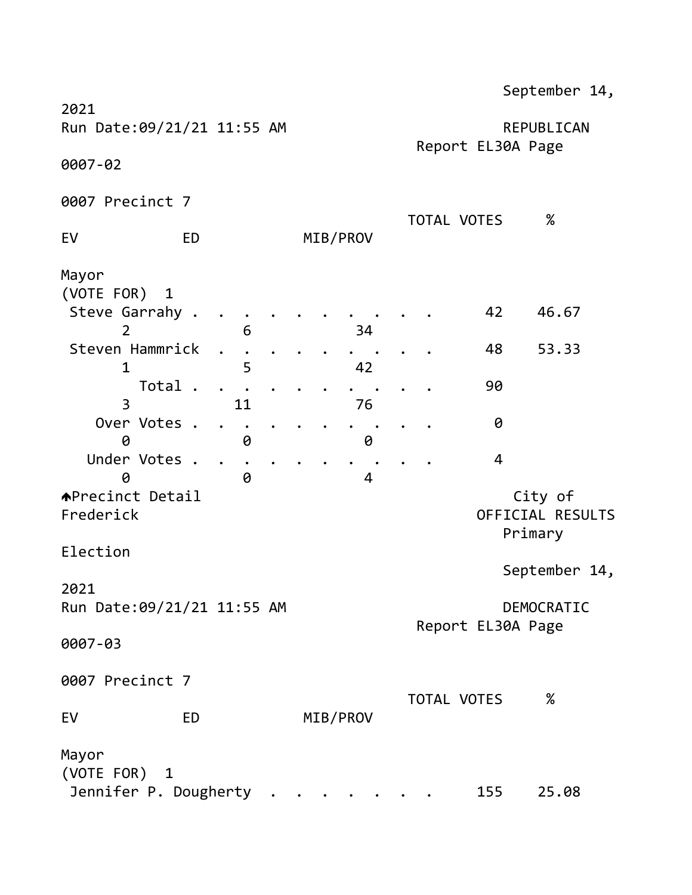September 14, 2021
Run Date:09/21/21 11:55 AM REPUBLICAN
Report EL30A Page 0007-02

0007 Precinct 7

Mayor
(VOTE FOR) 1

| | TOTAL VOTES | % | EV | ED | MIB/PROV |
|---|---|---|---|---|---|
| Steve Garrahy | 42 | 46.67 | 2 | 6 | 34 |
| Steven Hammrick | 48 | 53.33 | 1 | 5 | 42 |
| Total | 90 | | 3 | 11 | 76 |
| Over Votes | 0 | | 0 | 0 | 0 |
| Under Votes | 4 | | 0 | 0 | 4 |

Precinct Detail
City of Frederick
OFFICIAL RESULTS
Primary Election
September 14, 2021
Run Date:09/21/21 11:55 AM DEMOCRATIC
Report EL30A Page 0007-03

0007 Precinct 7

Mayor
(VOTE FOR) 1

| | TOTAL VOTES | % | EV | ED | MIB/PROV |
|---|---|---|---|---|---|
| Jennifer P. Dougherty | 155 | 25.08 | | | |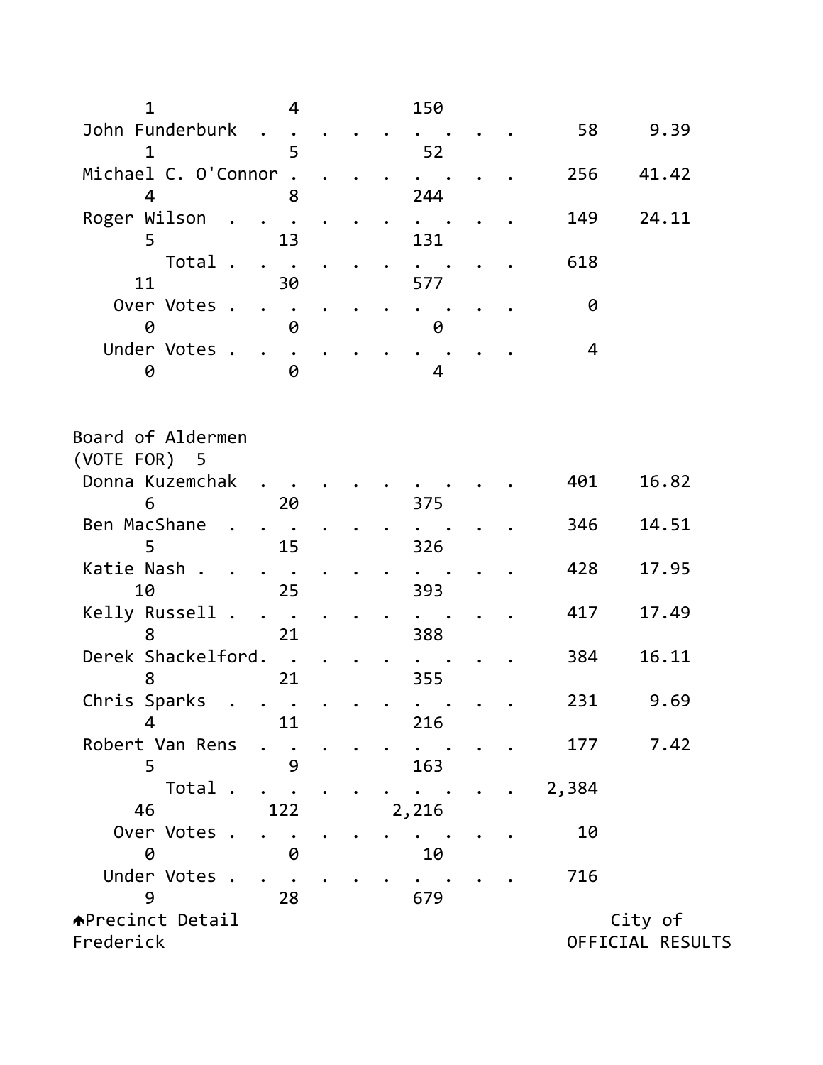| | | | | Votes | Percent |
|---|---|---|---|---|---|
| | 1 | 4 | 150 | | |
| John Funderburk | | | | 58 | 9.39 |
| | 1 | 5 | 52 | | |
| Michael C. O'Connor | | | | 256 | 41.42 |
| | 4 | 8 | 244 | | |
| Roger Wilson | | | | 149 | 24.11 |
| | 5 | 13 | 131 | | |
| Total | | | | 618 | |
| | 11 | 30 | 577 | | |
| Over Votes | | | | 0 | |
| | 0 | 0 | 0 | | |
| Under Votes | | | | 4 | |
| | 0 | 0 | 4 | | |

Board of Aldermen
(VOTE FOR) 5

| | | | | Votes | Percent |
|---|---|---|---|---|---|
| Donna Kuzemchak | | | | 401 | 16.82 |
| | 6 | 20 | 375 | | |
| Ben MacShane | | | | 346 | 14.51 |
| | 5 | 15 | 326 | | |
| Katie Nash | | | | 428 | 17.95 |
| | 10 | 25 | 393 | | |
| Kelly Russell | | | | 417 | 17.49 |
| | 8 | 21 | 388 | | |
| Derek Shackelford | | | | 384 | 16.11 |
| | 8 | 21 | 355 | | |
| Chris Sparks | | | | 231 | 9.69 |
| | 4 | 11 | 216 | | |
| Robert Van Rens | | | | 177 | 7.42 |
| | 5 | 9 | 163 | | |
| Total | | | | 2,384 | |
| | 46 | 122 | 2,216 | | |
| Over Votes | | | | 10 | |
| | 0 | 0 | 10 | | |
| Under Votes | | | | 716 | |
| | 9 | 28 | 679 | | |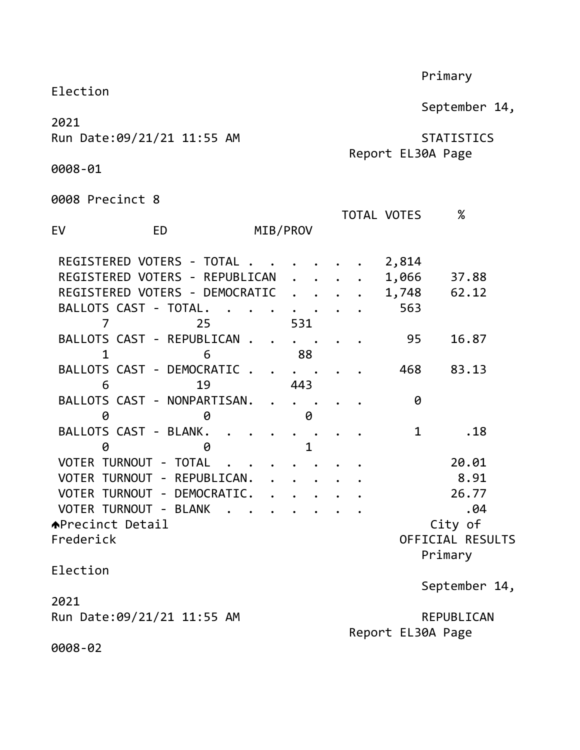Primary Election

September 14, 2021

Run Date:09/21/21 11:55 AM

STATISTICS

Report EL30A Page 0008-01

## 0008 Precinct 8

| | TOTAL VOTES | % |
|---|---|---|
| EV / ED / MIB/PROV | | |
| REGISTERED VOTERS - TOTAL | 2,814 | |
| REGISTERED VOTERS - REPUBLICAN | 1,066 | 37.88 |
| REGISTERED VOTERS - DEMOCRATIC | 1,748 | 62.12 |
| BALLOTS CAST - TOTAL | 563 | |
| 7 / 25 / 531 | | |
| BALLOTS CAST - REPUBLICAN | 95 | 16.87 |
| 1 / 6 / 88 | | |
| BALLOTS CAST - DEMOCRATIC | 468 | 83.13 |
| 6 / 19 / 443 | | |
| BALLOTS CAST - NONPARTISAN | 0 | |
| 0 / 0 / 0 | | |
| BALLOTS CAST - BLANK | 1 | .18 |
| 0 / 0 / 1 | | |
| VOTER TURNOUT - TOTAL | | 20.01 |
| VOTER TURNOUT - REPUBLICAN | | 8.91 |
| VOTER TURNOUT - DEMOCRATIC | | 26.77 |
| VOTER TURNOUT - BLANK | | .04 |

Precinct Detail

City of Frederick

OFFICIAL RESULTS

Primary Election

September 14, 2021

Run Date:09/21/21 11:55 AM

REPUBLICAN

Report EL30A Page 0008-02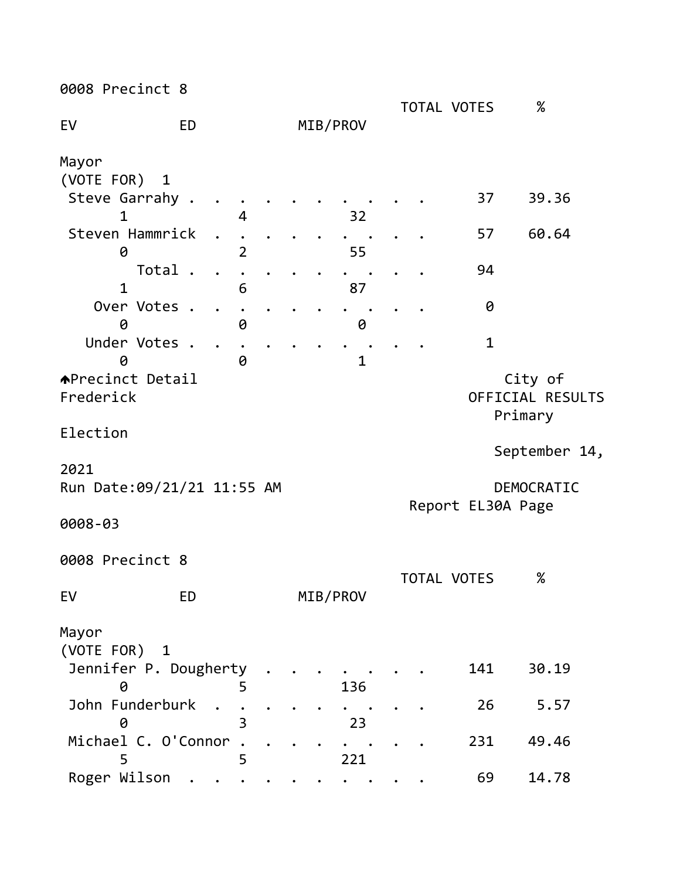0008 Precinct 8

| | TOTAL VOTES | % | EV | ED | MIB/PROV |
|---|---|---|---|---|---|
| **Mayor** | | | | | |
| (VOTE FOR) 1 | | | | | |
| Steve Garrahy | 37 | 39.36 | 1 | 4 | 32 |
| Steven Hammrick | 57 | 60.64 | 0 | 2 | 55 |
| Total | 94 | | 1 | 6 | 87 |
| Over Votes | 0 | | 0 | 0 | 0 |
| Under Votes | 1 | | 0 | 0 | 1 |

Precinct Detail City of Frederick OFFICIAL RESULTS Primary Election September 14, 2021
Run Date:09/21/21 11:55 AM DEMOCRATIC
Report EL30A Page 0008-03

0008 Precinct 8

| | TOTAL VOTES | % | EV | ED | MIB/PROV |
|---|---|---|---|---|---|
| **Mayor** | | | | | |
| (VOTE FOR) 1 | | | | | |
| Jennifer P. Dougherty | 141 | 30.19 | 0 | 5 | 136 |
| John Funderburk | 26 | 5.57 | 0 | 3 | 23 |
| Michael C. O'Connor | 231 | 49.46 | 5 | 5 | 221 |
| Roger Wilson | 69 | 14.78 | | | |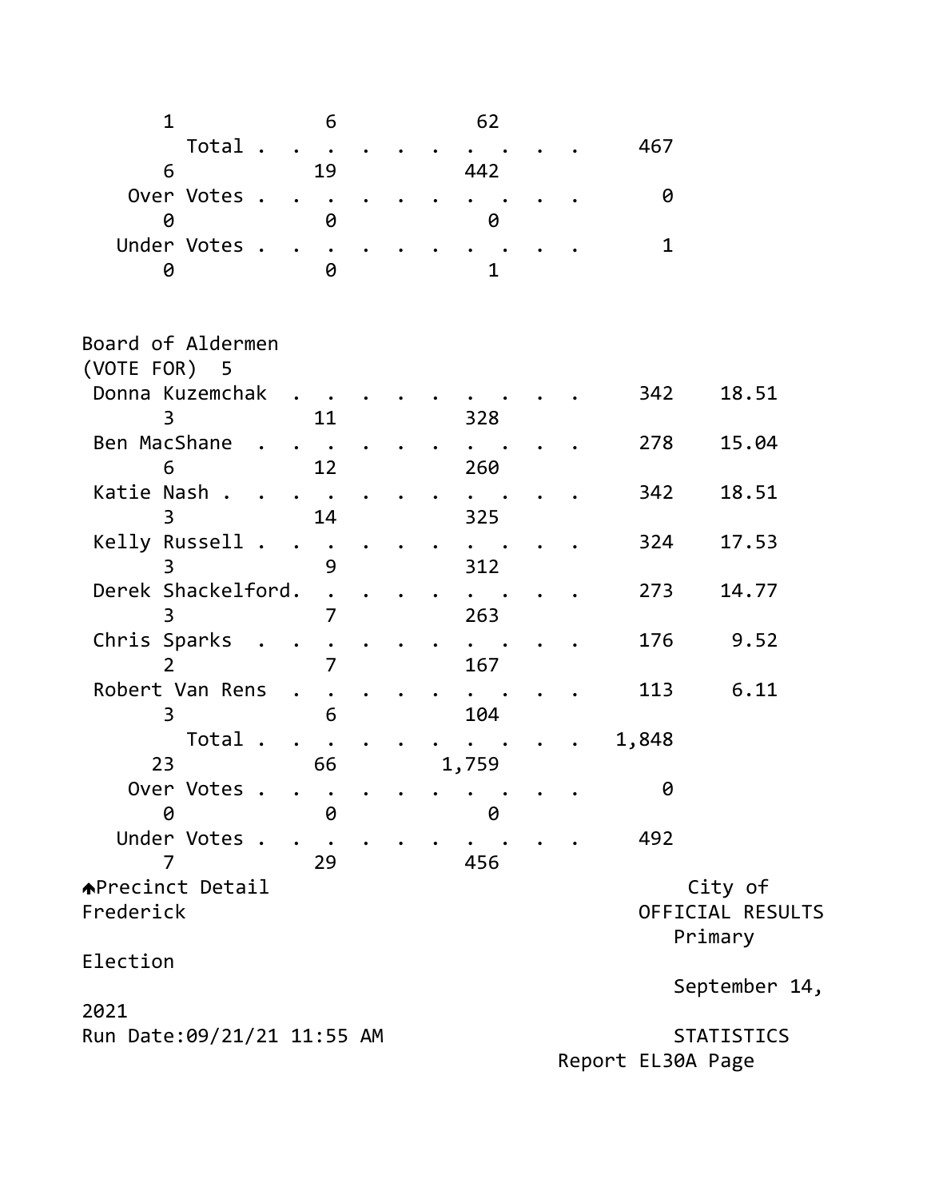| | | | | |
|---|---|---|---|---|
| | 1 | 6 | 62 | |
| Total | | | | 467 |
| | 6 | 19 | 442 | |
| Over Votes | | | | 0 |
| | 0 | 0 | 0 | |
| Under Votes | | | | 1 |
| | 0 | 0 | 1 | |

Board of Aldermen
(VOTE FOR) 5

| Candidate | | | | Votes | Percent |
|---|---|---|---|---|---|
| Donna Kuzemchak | | | | 342 | 18.51 |
| | 3 | 11 | 328 | | |
| Ben MacShane | | | | 278 | 15.04 |
| | 6 | 12 | 260 | | |
| Katie Nash | | | | 342 | 18.51 |
| | 3 | 14 | 325 | | |
| Kelly Russell | | | | 324 | 17.53 |
| | 3 | 9 | 312 | | |
| Derek Shackelford | | | | 273 | 14.77 |
| | 3 | 7 | 263 | | |
| Chris Sparks | | | | 176 | 9.52 |
| | 2 | 7 | 167 | | |
| Robert Van Rens | | | | 113 | 6.11 |
| | 3 | 6 | 104 | | |
| Total | | | | 1,848 | |
| | 23 | 66 | 1,759 | | |
| Over Votes | | | | 0 | |
| | 0 | 0 | 0 | | |
| Under Votes | | | | 492 | |
| | 7 | 29 | 456 | | |

Precinct Detail
City of Frederick
OFFICIAL RESULTS
Primary Election
September 14, 2021
Run Date:09/21/21 11:55 AM
STATISTICS
Report EL30A Page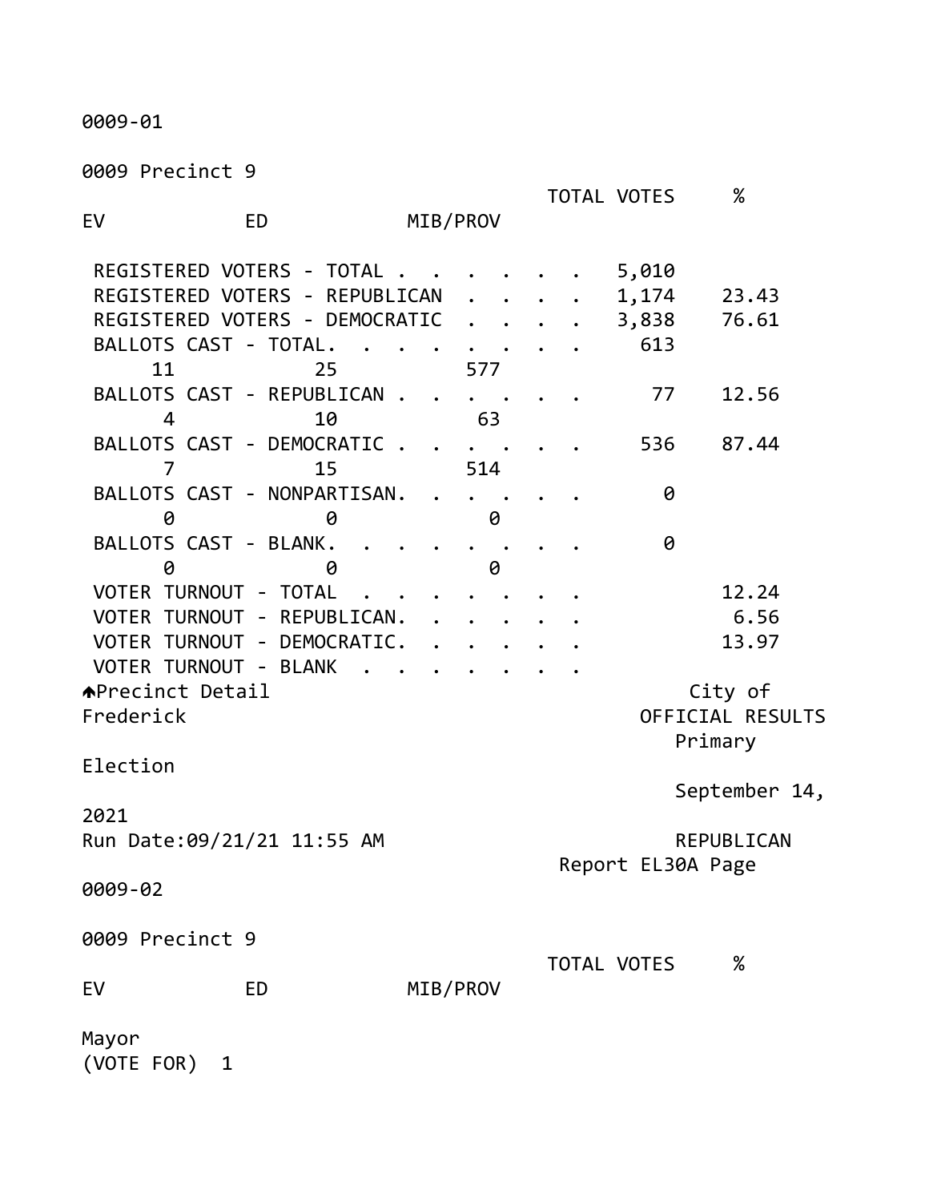0009-01

0009 Precinct 9

| | EV | ED | MIB/PROV | TOTAL VOTES | % |
|---|---|---|---|---|---|
| REGISTERED VOTERS - TOTAL | | | | 5,010 | |
| REGISTERED VOTERS - REPUBLICAN | | | | 1,174 | 23.43 |
| REGISTERED VOTERS - DEMOCRATIC | | | | 3,838 | 76.61 |
| BALLOTS CAST - TOTAL | 11 | 25 | 577 | 613 | |
| BALLOTS CAST - REPUBLICAN | 4 | 10 | 63 | 77 | 12.56 |
| BALLOTS CAST - DEMOCRATIC | 7 | 15 | 514 | 536 | 87.44 |
| BALLOTS CAST - NONPARTISAN | 0 | 0 | 0 | 0 | |
| BALLOTS CAST - BLANK | 0 | 0 | 0 | 0 | |
| VOTER TURNOUT - TOTAL | | | | | 12.24 |
| VOTER TURNOUT - REPUBLICAN | | | | | 6.56 |
| VOTER TURNOUT - DEMOCRATIC | | | | | 13.97 |
| VOTER TURNOUT - BLANK | | | | | |

Precinct Detail

City of Frederick
OFFICIAL RESULTS
Primary Election
September 14, 2021
Run Date:09/21/21 11:55 AM
REPUBLICAN
Report EL30A Page

0009-02

0009 Precinct 9

| | EV | ED | MIB/PROV | TOTAL VOTES | % |
|---|---|---|---|---|---|

Mayor
(VOTE FOR) 1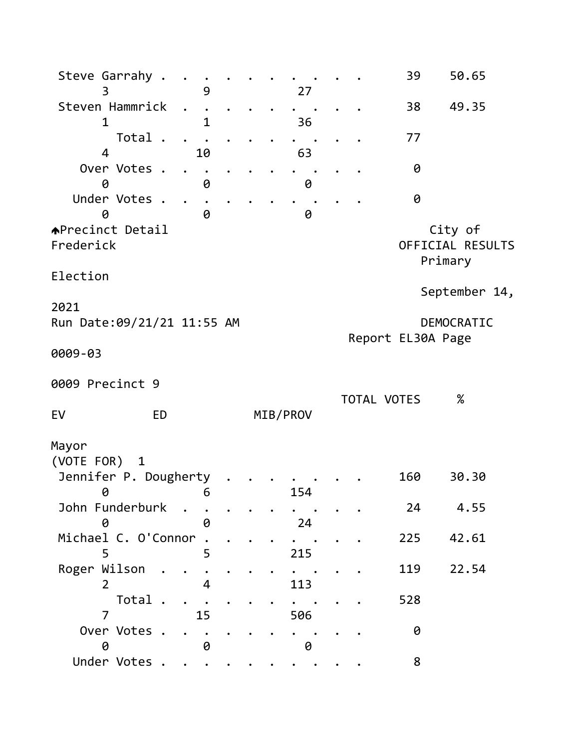| | TOTAL VOTES | % | EV | ED | MIB/PROV |
|---|---|---|---|---|---|
| Steve Garrahy | 39 | 50.65 | 3 | 9 | 27 |
| Steven Hammrick | 38 | 49.35 | 1 | 1 | 36 |
| Total | 77 | | 4 | 10 | 63 |
| Over Votes | 0 | | 0 | 0 | 0 |
| Under Votes | 0 | | 0 | 0 | 0 |

Precinct Detail City of Frederick OFFICIAL RESULTS Primary Election September 14, 2021

Run Date:09/21/21 11:55 AM DEMOCRATIC

Report EL30A Page 0009-03

0009 Precinct 9

Mayor
(VOTE FOR) 1

| | TOTAL VOTES | % | EV | ED | MIB/PROV |
|---|---|---|---|---|---|
| Jennifer P. Dougherty | 160 | 30.30 | 0 | 6 | 154 |
| John Funderburk | 24 | 4.55 | 0 | 0 | 24 |
| Michael C. O'Connor | 225 | 42.61 | 5 | 5 | 215 |
| Roger Wilson | 119 | 22.54 | 2 | 4 | 113 |
| Total | 528 | | 7 | 15 | 506 |
| Over Votes | 0 | | 0 | 0 | 0 |
| Under Votes | 8 | | | | |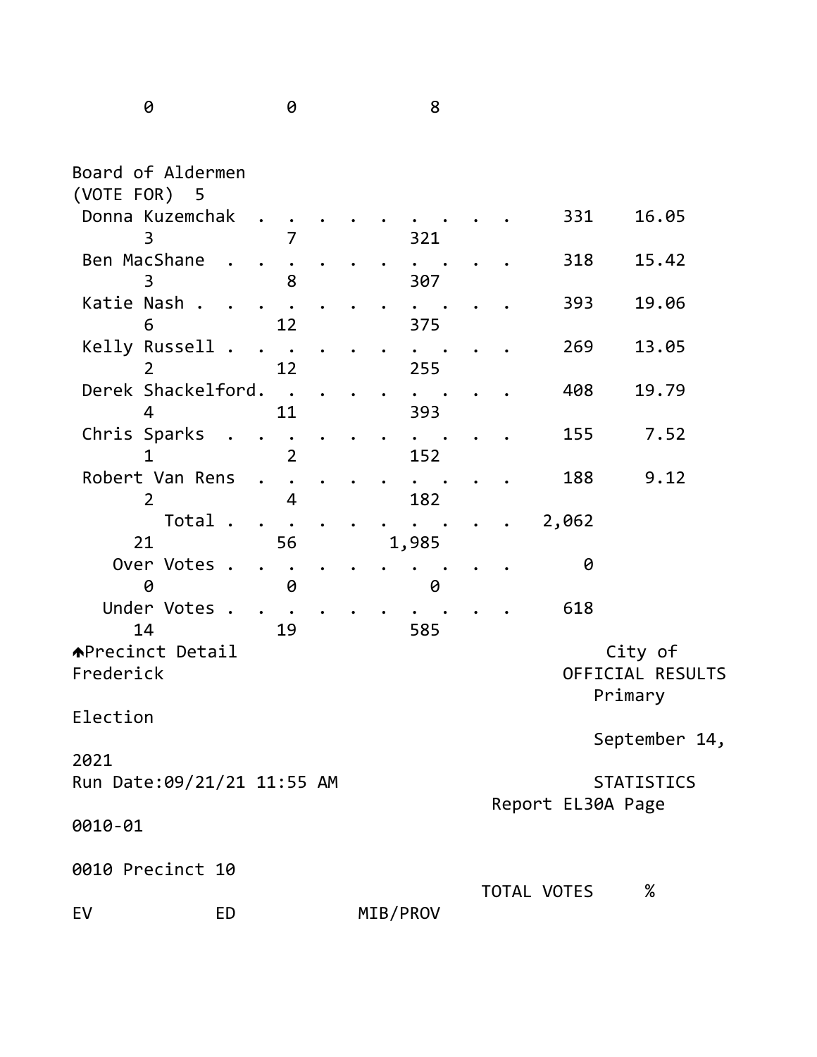| | | |
|---|---|---|
| 0 | 0 | 8 |

Board of Aldermen
(VOTE FOR) 5

| Candidate | TOTAL VOTES | % | EV | ED | MIB/PROV |
|---|---|---|---|---|---|
| Donna Kuzemchak | 331 | 16.05 | 3 | 7 | 321 |
| Ben MacShane | 318 | 15.42 | 3 | 8 | 307 |
| Katie Nash | 393 | 19.06 | 6 | 12 | 375 |
| Kelly Russell | 269 | 13.05 | 2 | 12 | 255 |
| Derek Shackelford | 408 | 19.79 | 4 | 11 | 393 |
| Chris Sparks | 155 | 7.52 | 1 | 2 | 152 |
| Robert Van Rens | 188 | 9.12 | 2 | 4 | 182 |
| Total | 2,062 | | 21 | 56 | 1,985 |
| Over Votes | 0 | | 0 | 0 | 0 |
| Under Votes | 618 | | 14 | 19 | 585 |

Precinct Detail City of Frederick
OFFICIAL RESULTS
Primary Election
September 14, 2021
Run Date:09/21/21 11:55 AM
STATISTICS
Report EL30A Page 0010-01

0010 Precinct 10

| | TOTAL VOTES | % | EV | ED | MIB/PROV |
|---|---|---|---|---|---|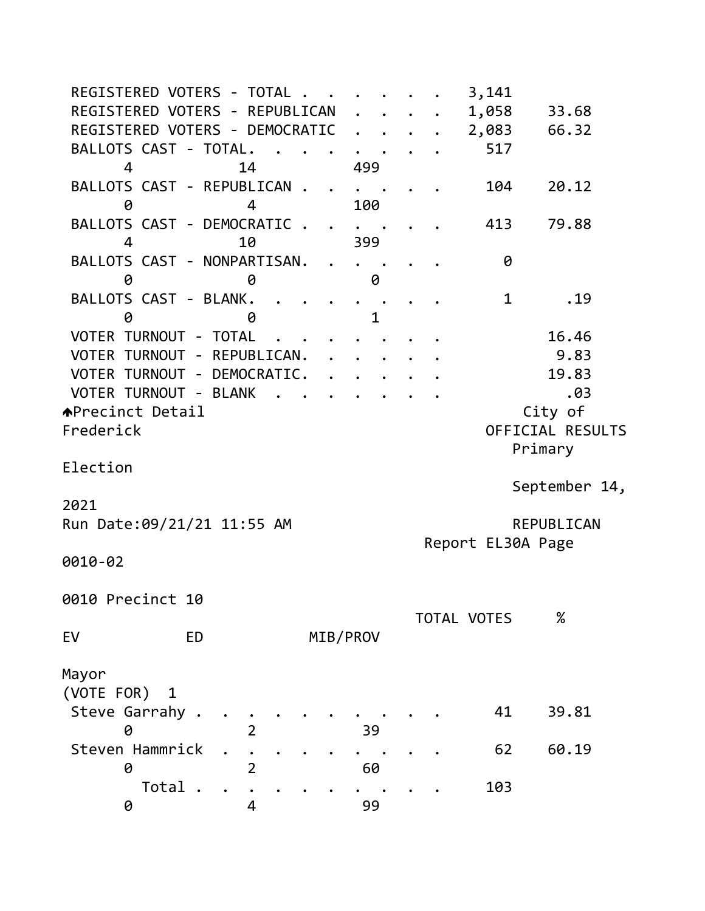| | TOTAL VOTES | % | EV | ED | MIB/PROV |
|---|---|---|---|---|---|
| REGISTERED VOTERS - TOTAL | 3,141 | | | | |
| REGISTERED VOTERS - REPUBLICAN | 1,058 | 33.68 | | | |
| REGISTERED VOTERS - DEMOCRATIC | 2,083 | 66.32 | | | |
| BALLOTS CAST - TOTAL | 517 | | 4 | 14 | 499 |
| BALLOTS CAST - REPUBLICAN | 104 | 20.12 | 0 | 4 | 100 |
| BALLOTS CAST - DEMOCRATIC | 413 | 79.88 | 4 | 10 | 399 |
| BALLOTS CAST - NONPARTISAN | 0 | | 0 | 0 | 0 |
| BALLOTS CAST - BLANK | 1 | .19 | 0 | 0 | 1 |
| VOTER TURNOUT - TOTAL | | 16.46 | | | |
| VOTER TURNOUT - REPUBLICAN | | 9.83 | | | |
| VOTER TURNOUT - DEMOCRATIC | | 19.83 | | | |
| VOTER TURNOUT - BLANK | | .03 | | | |

↑Precinct Detail

City of Frederick
OFFICIAL RESULTS
Primary Election
September 14, 2021
Run Date:09/21/21 11:55 AM
REPUBLICAN
Report EL30A Page 0010-02

0010 Precinct 10

**Mayor**
(VOTE FOR) 1

| | TOTAL VOTES | % | EV | ED | MIB/PROV |
|---|---|---|---|---|---|
| Steve Garrahy | 41 | 39.81 | 0 | 2 | 39 |
| Steven Hammrick | 62 | 60.19 | 0 | 2 | 60 |
| Total | 103 | | 0 | 4 | 99 |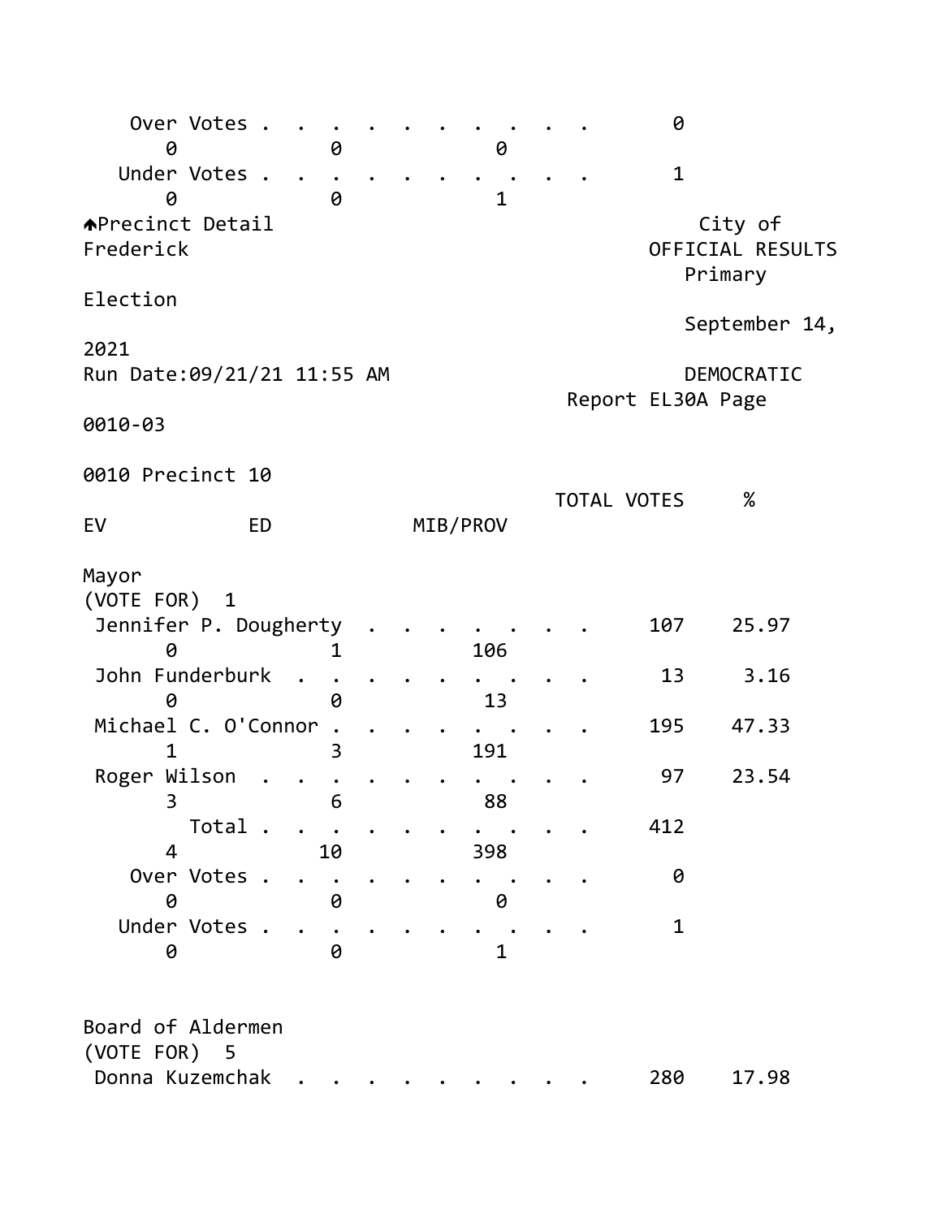| | TOTAL VOTES | % | EV | ED | MIB/PROV |
|---|---|---|---|---|---|
| Over Votes | 0 | | 0 | 0 | 0 |
| Under Votes | 1 | | 0 | 0 | 1 |

Precinct Detail

City of Frederick
OFFICIAL RESULTS
Primary Election
September 14, 2021
Run Date:09/21/21 11:55 AM
DEMOCRATIC
Report EL30A Page 0010-03

## 0010 Precinct 10

### Mayor
(VOTE FOR) 1

| | TOTAL VOTES | % | EV | ED | MIB/PROV |
|---|---|---|---|---|---|
| Jennifer P. Dougherty | 107 | 25.97 | 0 | 1 | 106 |
| John Funderburk | 13 | 3.16 | 0 | 0 | 13 |
| Michael C. O'Connor | 195 | 47.33 | 1 | 3 | 191 |
| Roger Wilson | 97 | 23.54 | 3 | 6 | 88 |
| Total | 412 | | 4 | 10 | 398 |
| Over Votes | 0 | | 0 | 0 | 0 |
| Under Votes | 1 | | 0 | 0 | 1 |

### Board of Aldermen
(VOTE FOR) 5

| | TOTAL VOTES | % |
|---|---|---|
| Donna Kuzemchak | 280 | 17.98 |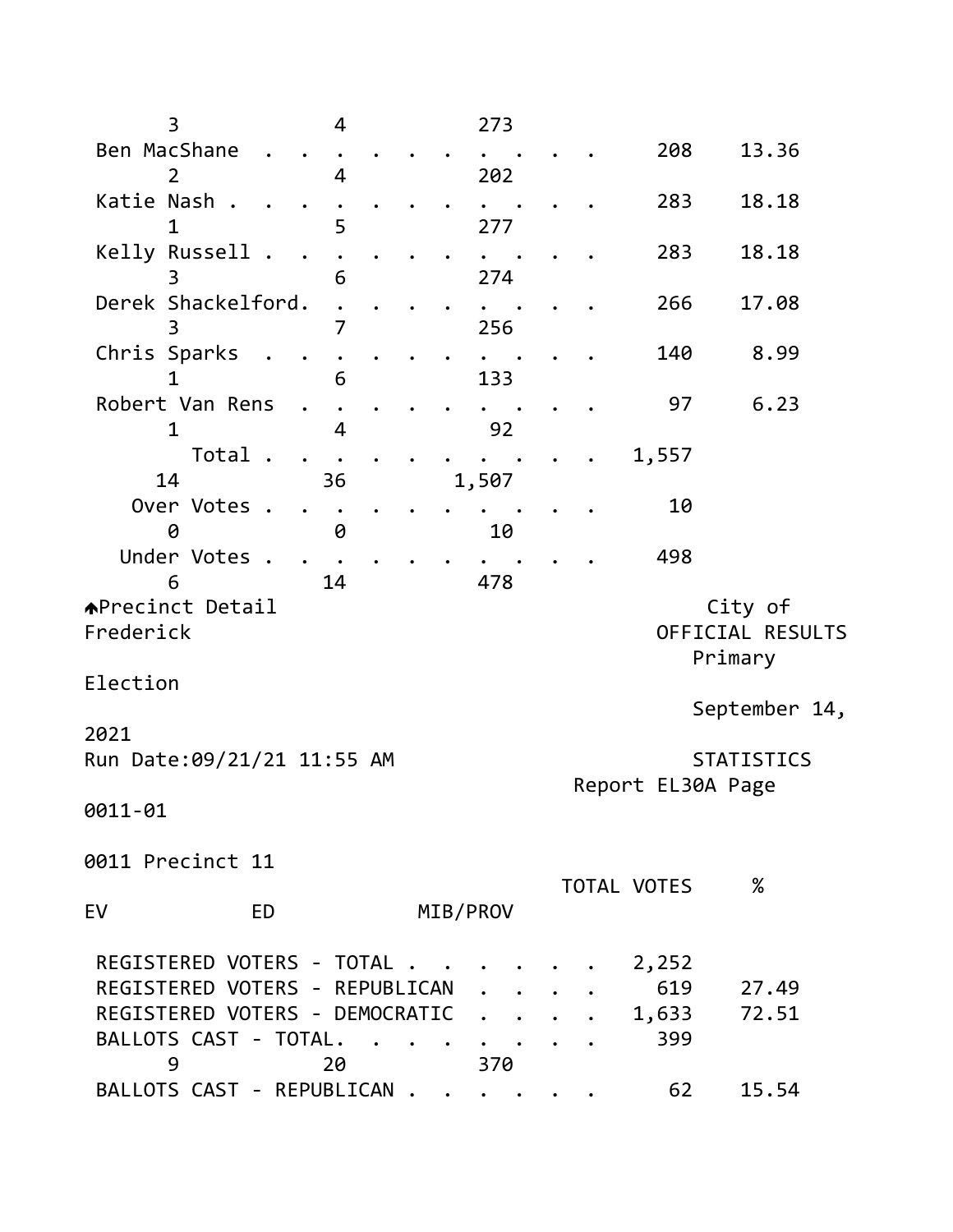| | | | | |
|---|---|---|---|---|
| 3 | 4 | 273 | | |
| Ben MacShane . . . . . . . . . . . . | | | 208 | 13.36 |
| 2 | 4 | 202 | | |
| Katie Nash . . . . . . . . . . . . . | | | 283 | 18.18 |
| 1 | 5 | 277 | | |
| Kelly Russell . . . . . . . . . . . . | | | 283 | 18.18 |
| 3 | 6 | 274 | | |
| Derek Shackelford. . . . . . . . . . | | | 266 | 17.08 |
| 3 | 7 | 256 | | |
| Chris Sparks . . . . . . . . . . . . | | | 140 | 8.99 |
| 1 | 6 | 133 | | |
| Robert Van Rens . . . . . . . . . . . | | | 97 | 6.23 |
| 1 | 4 | 92 | | |
| Total . . . . . . . . . . . . | | | 1,557 | |
| 14 | 36 | 1,507 | | |
| Over Votes . . . . . . . . . . . . | | | 10 | |
| 0 | 0 | 10 | | |
| Under Votes . . . . . . . . . . . . | | | 498 | |
| 6 | 14 | 478 | | |

Precinct Detail

City of Frederick
OFFICIAL RESULTS
Primary Election
September 14, 2021

Run Date:09/21/21 11:55 AM

STATISTICS
Report EL30A Page 0011-01

0011 Precinct 11

| EV | ED | MIB/PROV | | TOTAL VOTES | % |
|---|---|---|---|---|---|
| REGISTERED VOTERS - TOTAL . . . . . . . | | | | 2,252 | |
| REGISTERED VOTERS - REPUBLICAN . . . . . | | | | 619 | 27.49 |
| REGISTERED VOTERS - DEMOCRATIC . . . . . | | | | 1,633 | 72.51 |
| BALLOTS CAST - TOTAL. . . . . . . . . | | | | 399 | |
| 9 | 20 | 370 | | | |
| BALLOTS CAST - REPUBLICAN . . . . . . . | | | | 62 | 15.54 |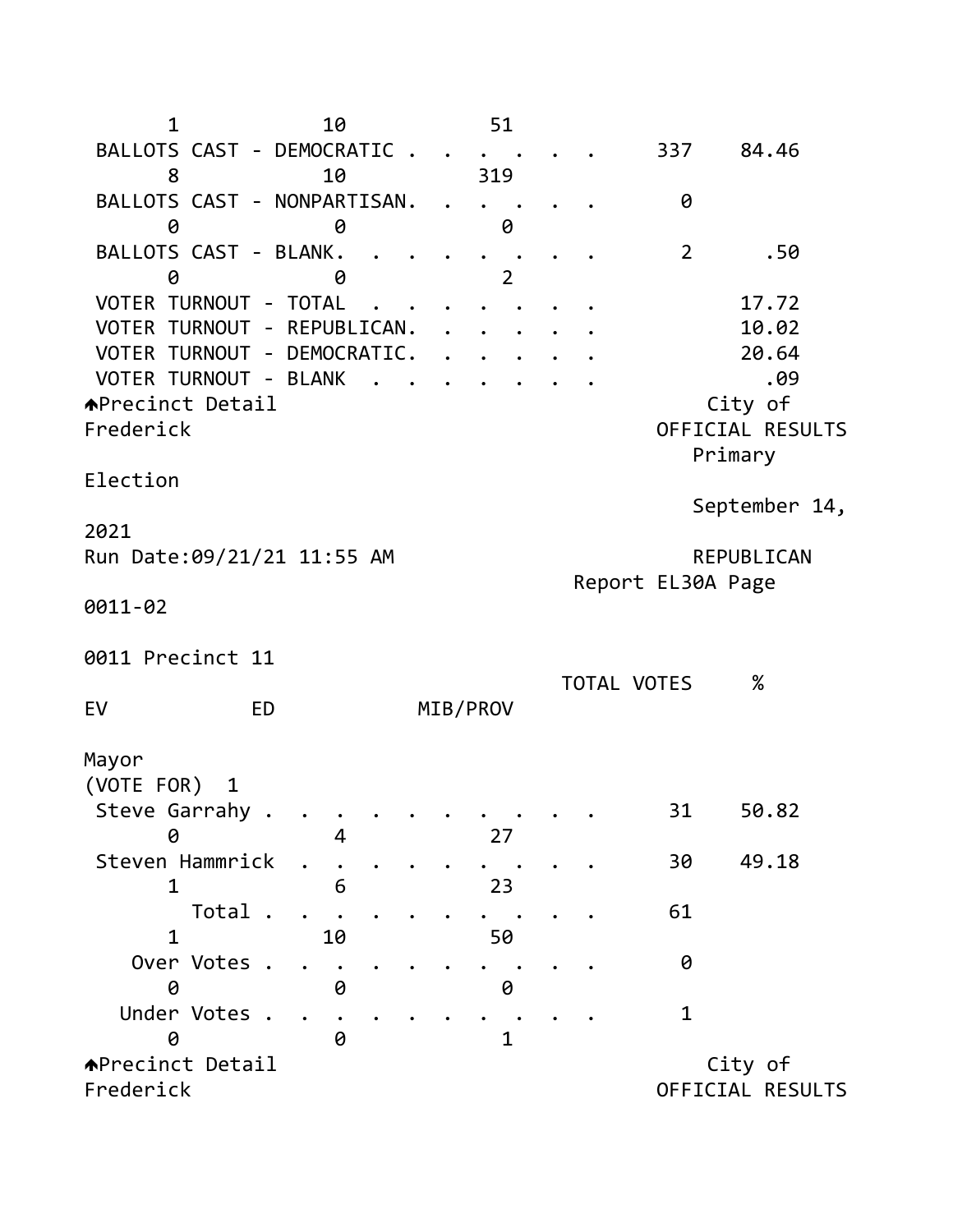| | TOTAL VOTES | % | EV | ED | MIB/PROV |
|---|---|---|---|---|---|
| | | | 1 | 10 | 51 |
| BALLOTS CAST - DEMOCRATIC | 337 | 84.46 | 8 | 10 | 319 |
| BALLOTS CAST - NONPARTISAN | 0 | | 0 | 0 | 0 |
| BALLOTS CAST - BLANK | 2 | .50 | 0 | 0 | 2 |
| VOTER TURNOUT - TOTAL | | 17.72 | | | |
| VOTER TURNOUT - REPUBLICAN | | 10.02 | | | |
| VOTER TURNOUT - DEMOCRATIC | | 20.64 | | | |
| VOTER TURNOUT - BLANK | | .09 | | | |

Precinct Detail City of Frederick
OFFICIAL RESULTS
Primary Election
September 14, 2021
Run Date:09/21/21 11:55 AM
REPUBLICAN
Report EL30A Page 0011-02

## 0011 Precinct 11

### Mayor
(VOTE FOR) 1

| | TOTAL VOTES | % | EV | ED | MIB/PROV |
|---|---|---|---|---|---|
| Steve Garrahy | 31 | 50.82 | 0 | 4 | 27 |
| Steven Hammrick | 30 | 49.18 | 1 | 6 | 23 |
| Total | 61 | | 1 | 10 | 50 |
| Over Votes | 0 | | 0 | 0 | 0 |
| Under Votes | 1 | | 0 | 0 | 1 |

Precinct Detail City of Frederick
OFFICIAL RESULTS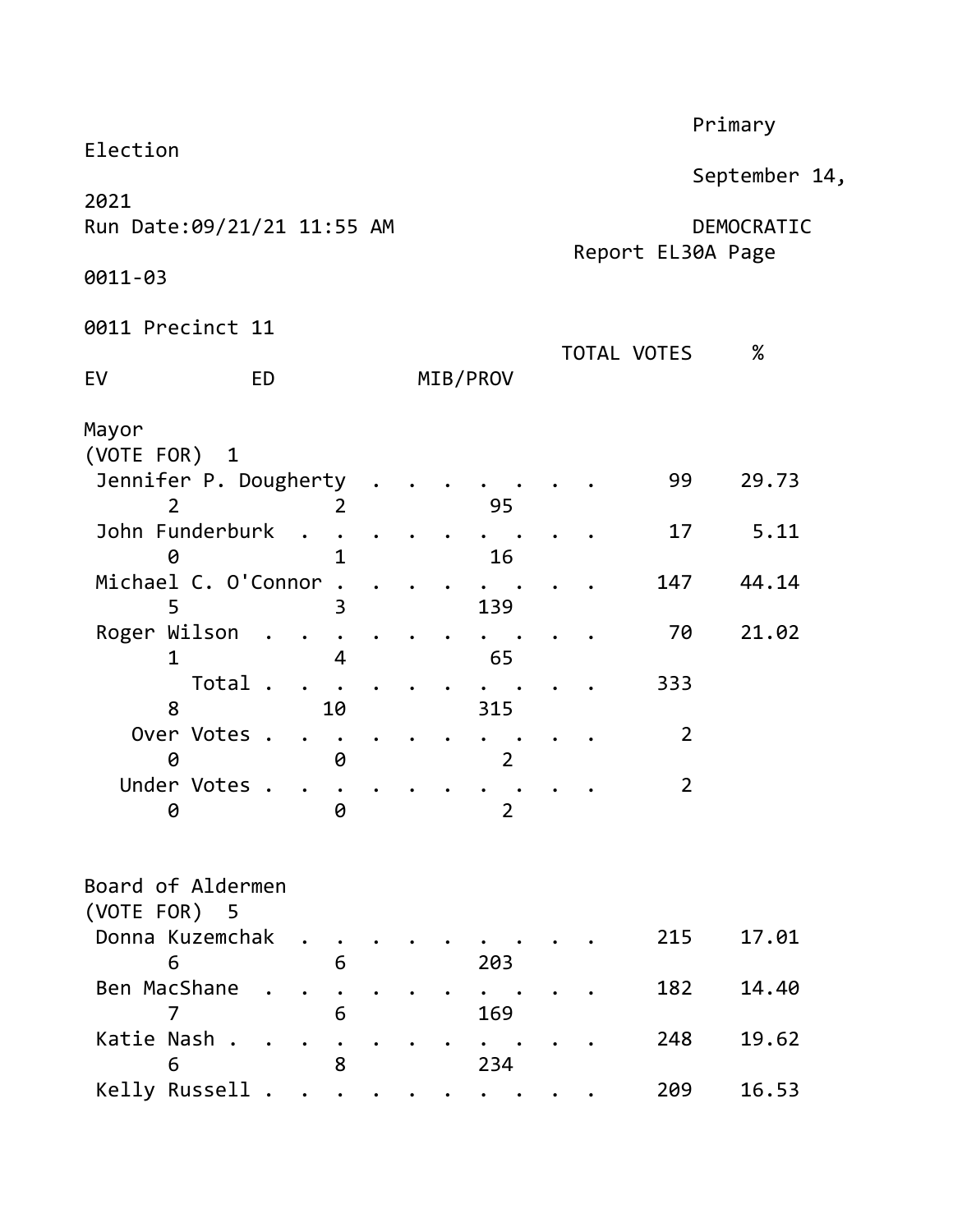Primary Election

September 14, 2021

Run Date:09/21/21 11:55 AM

DEMOCRATIC

Report EL30A Page 0011-03

0011 Precinct 11

## Mayor
(VOTE FOR) 1

| | TOTAL VOTES | % | EV | ED | MIB/PROV |
|---|---|---|---|---|---|
| Jennifer P. Dougherty | 99 | 29.73 | 2 | 2 | 95 |
| John Funderburk | 17 | 5.11 | 0 | 1 | 16 |
| Michael C. O'Connor | 147 | 44.14 | 5 | 3 | 139 |
| Roger Wilson | 70 | 21.02 | 1 | 4 | 65 |
| Total | 333 | | 8 | 10 | 315 |
| Over Votes | 2 | | 0 | 0 | 2 |
| Under Votes | 2 | | 0 | 0 | 2 |

## Board of Aldermen
(VOTE FOR) 5

| | TOTAL VOTES | % | EV | ED | MIB/PROV |
|---|---|---|---|---|---|
| Donna Kuzemchak | 215 | 17.01 | 6 | 6 | 203 |
| Ben MacShane | 182 | 14.40 | 7 | 6 | 169 |
| Katie Nash | 248 | 19.62 | 6 | 8 | 234 |
| Kelly Russell | 209 | 16.53 | | | |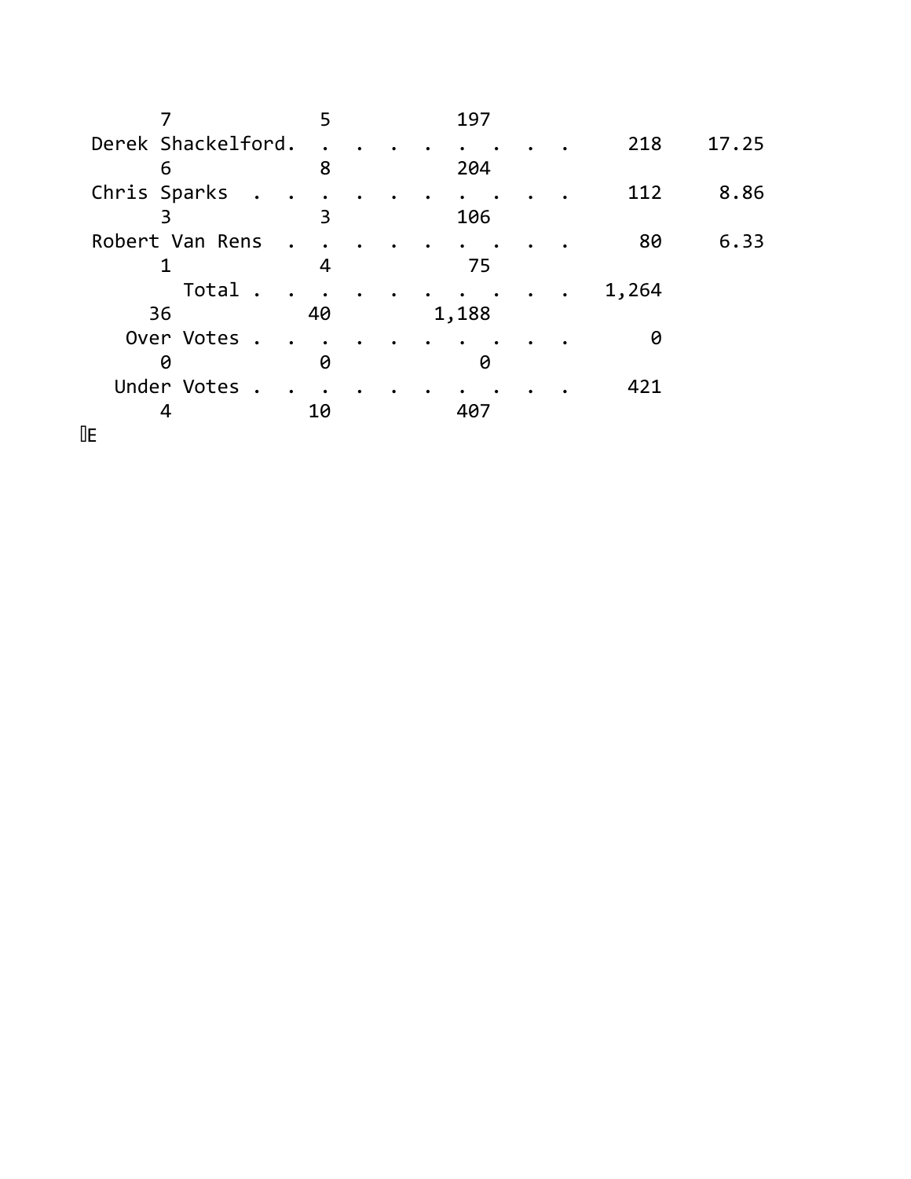| | | | | |
|---|---|---|---|---|
| | | | | |
| | 7 | 5 | 197 | |
| Derek Shackelford | | | | 218 | 17.25 |
| | 6 | 8 | 204 | |
| Chris Sparks | | | | 112 | 8.86 |
| | 3 | 3 | 106 | |
| Robert Van Rens | | | | 80 | 6.33 |
| | 1 | 4 | 75 | |
| Total | | | | 1,264 | |
| | 36 | 40 | 1,188 | |
| Over Votes | | | | 0 | |
| | 0 | 0 | 0 | |
| Under Votes | | | | 421 | |
| | 4 | 10 | 407 | |

```
      7             5           197
 Derek Shackelford.  .  .  .  .  .  .  .  .  .     218    17.25
      6             8           204
 Chris Sparks  .  .  .  .  .  .  .  .  .  .  .     112     8.86
      3             3           106
 Robert Van Rens  .  .  .  .  .  .  .  .  .  .      80     6.33
      1             4            75
        Total .  .  .  .  .  .  .  .  .  .  .   1,264
     36            40         1,188
    Over Votes .  .  .  .  .  .  .  .  .  .  .       0
      0             0             0
   Under Votes .  .  .  .  .  .  .  .  .  .  .     421
      4            10           407
```
E